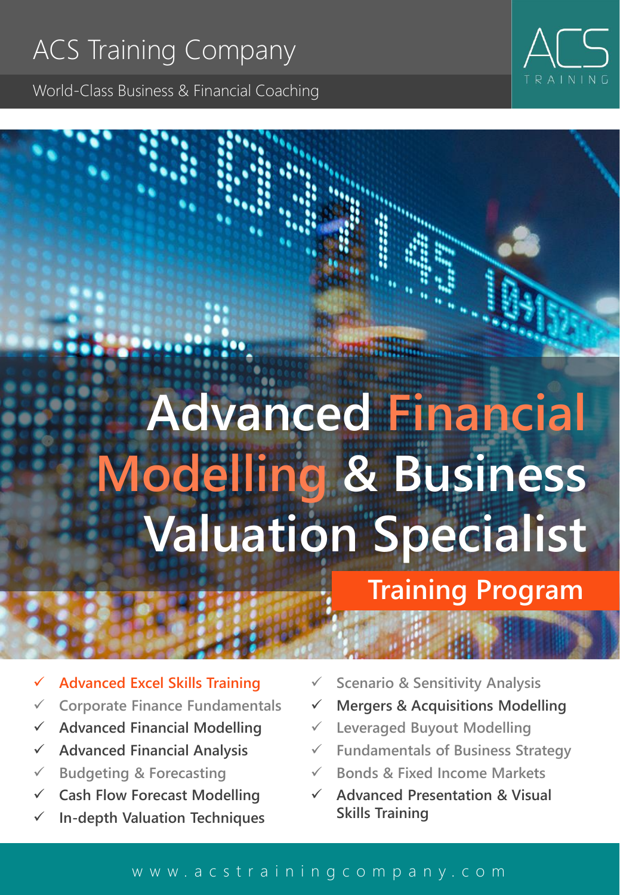# ACS Training Company

World-Class Business & Financial Coaching

ACS TRAINING

# Advanced Financial Modelling & Business Valuation Specialist

## Training Program

- ✓ Advanced Excel Skills Training
- ✓ Corporate Finance Fundamentals
- ✓ Advanced Financial Modelling
- ✓ Advanced Financial Analysis
- ✓ Budgeting & Forecasting
- ✓ Cash Flow Forecast Modelling
- ✓ In-depth Valuation Techniques
- ✓ Scenario & Sensitivity Analysis
- ✓ Mergers & Acquisitions Modelling
- ✓ Leveraged Buyout Modelling
- ✓ Fundamentals of Business Strategy
- ✓ Bonds & Fixed Income Markets
- ✓ Advanced Presentation & Visual Skills Training

www.acstrainingcompany.com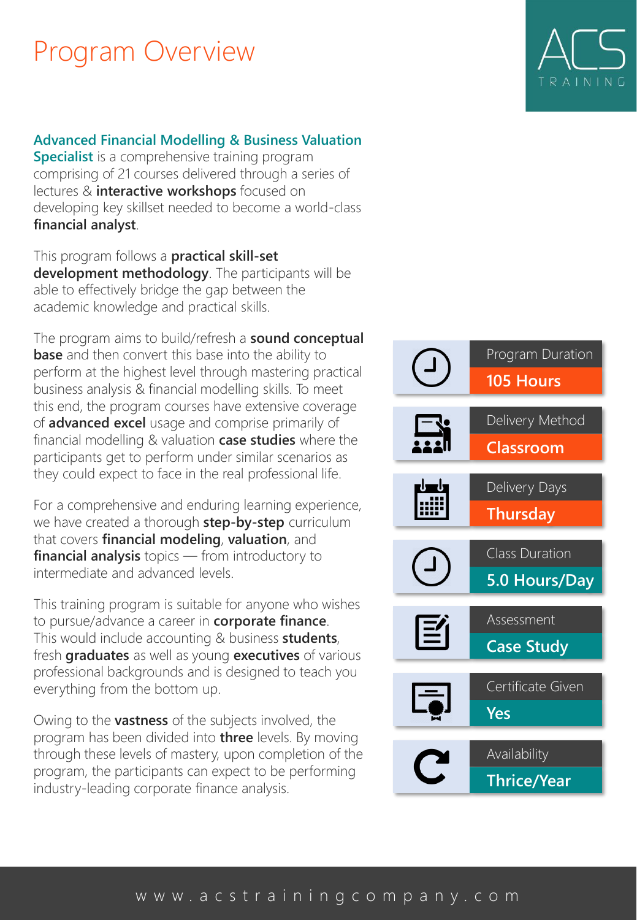# Program Overview

**Advanced Financial Modelling & Business Valuation Specialist** is a comprehensive training program comprising of 21 courses delivered through a series of lectures & **interactive workshops** focused on developing key skillset needed to become a world-class **financial analyst**.

This program follows a **practical skill-set development methodology**. The participants will be able to effectively bridge the gap between the academic knowledge and practical skills.

The program aims to build/refresh a **sound conceptual base** and then convert this base into the ability to perform at the highest level through mastering practical business analysis & financial modelling skills. To meet this end, the program courses have extensive coverage of **advanced excel** usage and comprise primarily of financial modelling & valuation **case studies** where the participants get to perform under similar scenarios as they could expect to face in the real professional life.

For a comprehensive and enduring learning experience, we have created a thorough **step-by-step** curriculum that covers **financial modeling**, **valuation**, and **financial analysis** topics — from introductory to intermediate and advanced levels.

This training program is suitable for anyone who wishes to pursue/advance a career in **corporate finance**. This would include accounting & business **students**, fresh **graduates** as well as young **executives** of various professional backgrounds and is designed to teach you everything from the bottom up.

Owing to the **vastness** of the subjects involved, the program has been divided into **three** levels. By moving through these levels of mastery, upon completion of the program, the participants can expect to be performing industry-leading corporate finance analysis.

| | |
|---|---|
| Program Duration | **105 Hours** |
| Delivery Method | **Classroom** |
| Delivery Days | **Thursday** |
| Class Duration | **5.0 Hours/Day** |
| Assessment | **Case Study** |
| Certificate Given | **Yes** |
| Availability | **Thrice/Year** |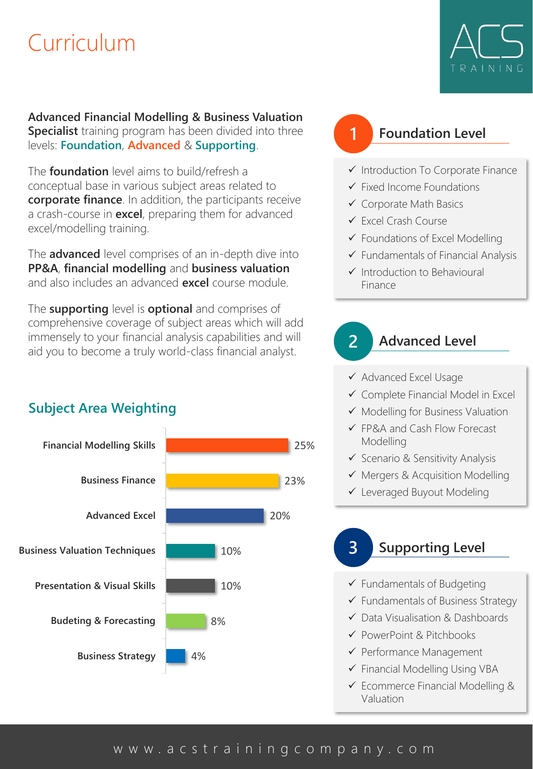# Curriculum

ACS TRAINING

**Advanced Financial Modelling & Business Valuation Specialist** training program has been divided into three levels: **Foundation**, **Advanced** & **Supporting**.

The **foundation** level aims to build/refresh a conceptual base in various subject areas related to **corporate finance**. In addition, the participants receive a crash-course in **excel**, preparing them for advanced excel/modelling training.

The **advanced** level comprises of an in-depth dive into **PP&A**, **financial modelling** and **business valuation** and also includes an advanced **excel** course module.

The **supporting** level is **optional** and comprises of comprehensive coverage of subject areas which will add immensely to your financial analysis capabilities and will aid you to become a truly world-class financial analyst.

## Subject Area Weighting

| Subject Area | Weighting |
|---|---|
| Financial Modelling Skills | 25% |
| Business Finance | 23% |
| Advanced Excel | 20% |
| Business Valuation Techniques | 10% |
| Presentation & Visual Skills | 10% |
| Budeting & Forecasting | 8% |
| Business Strategy | 4% |

## 1 Foundation Level

- ✓ Introduction To Corporate Finance
- ✓ Fixed Income Foundations
- ✓ Corporate Math Basics
- ✓ Excel Crash Course
- ✓ Foundations of Excel Modelling
- ✓ Fundamentals of Financial Analysis
- ✓ Introduction to Behavioural Finance

## 2 Advanced Level

- ✓ Advanced Excel Usage
- ✓ Complete Financial Model in Excel
- ✓ Modelling for Business Valuation
- ✓ FP&A and Cash Flow Forecast Modelling
- ✓ Scenario & Sensitivity Analysis
- ✓ Mergers & Acquisition Modelling
- ✓ Leveraged Buyout Modeling

## 3 Supporting Level

- ✓ Fundamentals of Budgeting
- ✓ Fundamentals of Business Strategy
- ✓ Data Visualisation & Dashboards
- ✓ PowerPoint & Pitchbooks
- ✓ Performance Management
- ✓ Financial Modelling Using VBA
- ✓ Ecommerce Financial Modelling & Valuation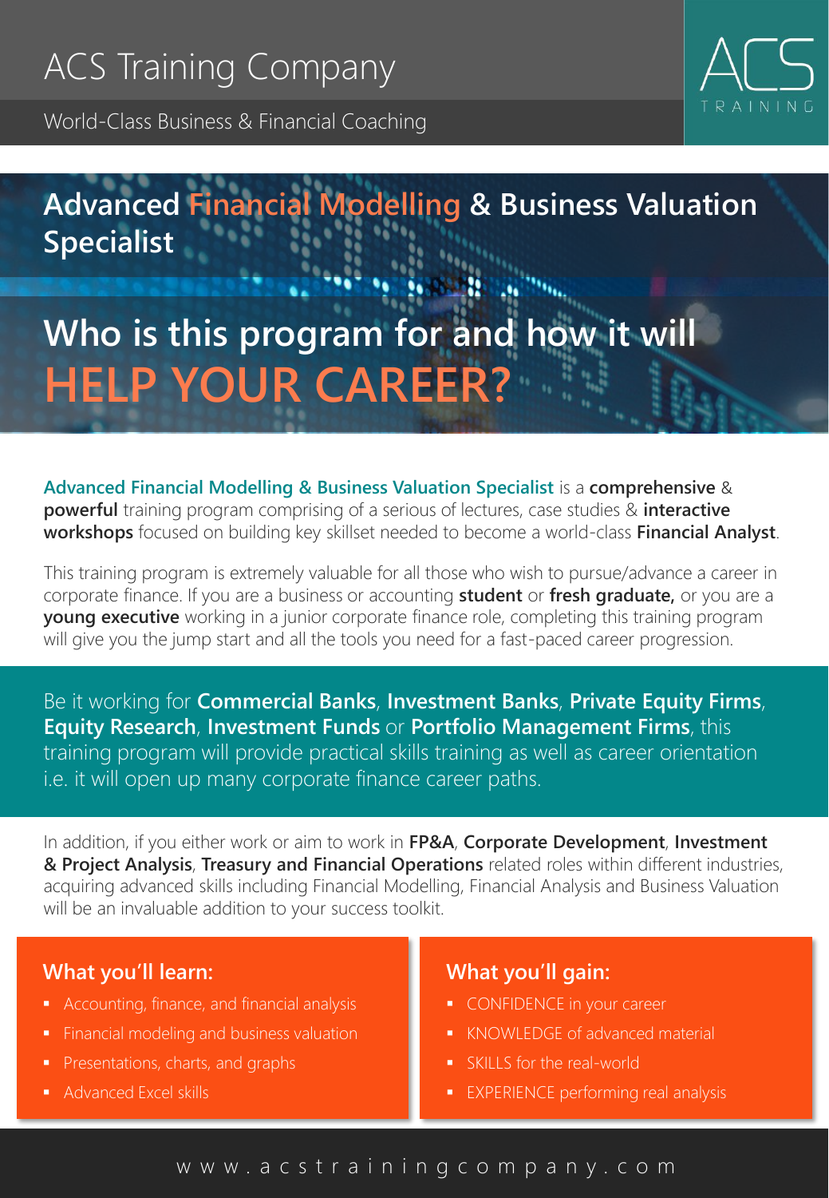# ACS Training Company

World-Class Business & Financial Coaching

ACS TRAINING

## Advanced Financial Modelling & Business Valuation Specialist

## Who is this program for and how it will HELP YOUR CAREER?

Advanced Financial Modelling & Business Valuation Specialist is a **comprehensive** & **powerful** training program comprising of a serious of lectures, case studies & **interactive workshops** focused on building key skillset needed to become a world-class **Financial Analyst**.

This training program is extremely valuable for all those who wish to pursue/advance a career in corporate finance. If you are a business or accounting **student** or **fresh graduate,** or you are a **young executive** working in a junior corporate finance role, completing this training program will give you the jump start and all the tools you need for a fast-paced career progression.

Be it working for **Commercial Banks**, **Investment Banks**, **Private Equity Firms**, **Equity Research**, **Investment Funds** or **Portfolio Management Firms**, this training program will provide practical skills training as well as career orientation i.e. it will open up many corporate finance career paths.

In addition, if you either work or aim to work in **FP&A**, **Corporate Development**, **Investment & Project Analysis**, **Treasury and Financial Operations** related roles within different industries, acquiring advanced skills including Financial Modelling, Financial Analysis and Business Valuation will be an invaluable addition to your success toolkit.

### What you'll learn:

- Accounting, finance, and financial analysis
- Financial modeling and business valuation
- Presentations, charts, and graphs
- Advanced Excel skills

### What you'll gain:

- CONFIDENCE in your career
- KNOWLEDGE of advanced material
- SKILLS for the real-world
- EXPERIENCE performing real analysis

www.acstrainingcompany.com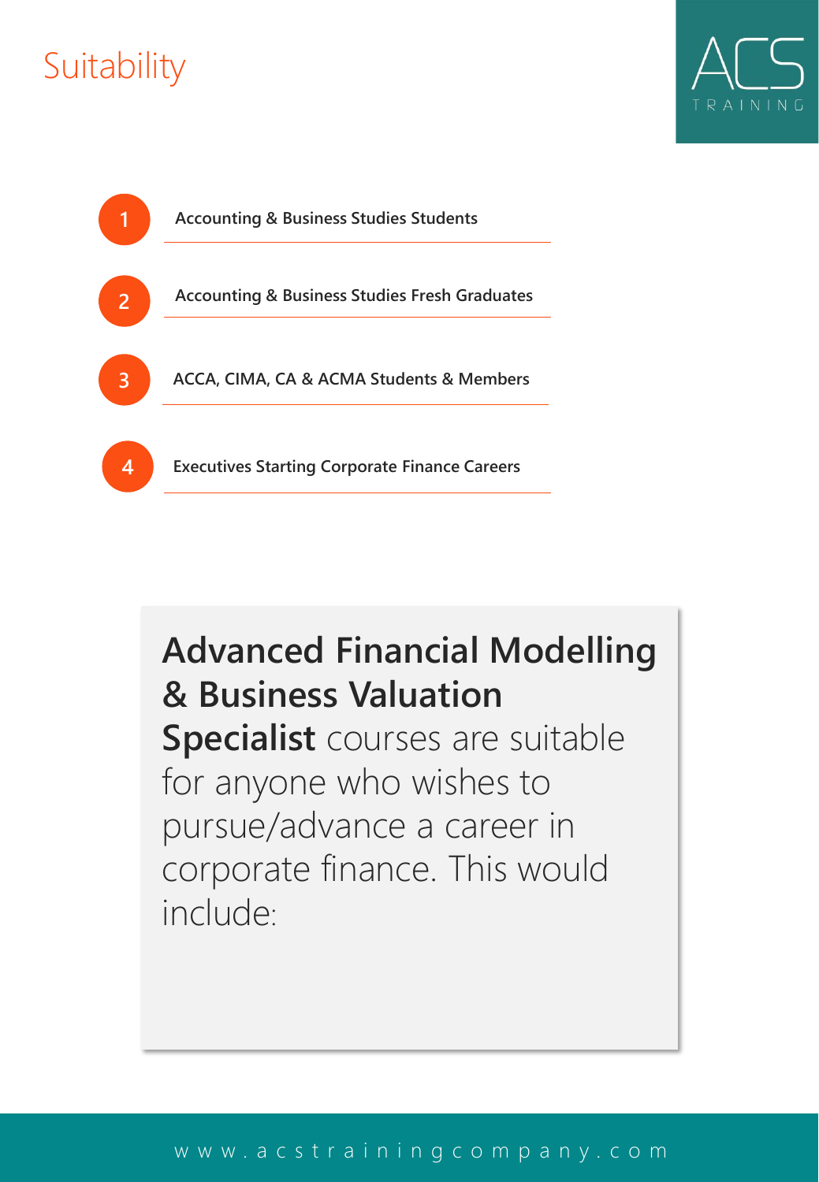# Suitability

1. Accounting & Business Studies Students
2. Accounting & Business Studies Fresh Graduates
3. ACCA, CIMA, CA & ACMA Students & Members
4. Executives Starting Corporate Finance Careers

**Advanced Financial Modelling & Business Valuation Specialist** courses are suitable for anyone who wishes to pursue/advance a career in corporate finance. This would include: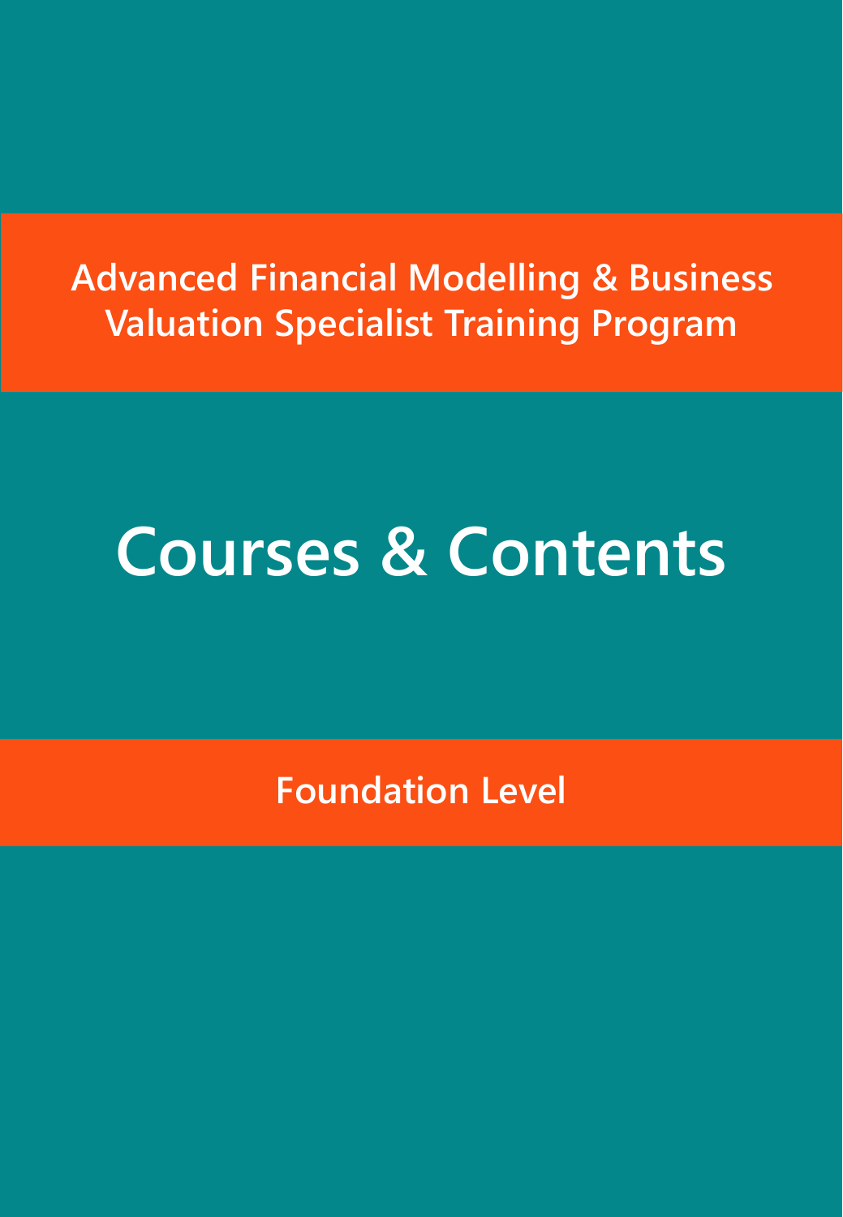## Advanced Financial Modelling & Business Valuation Specialist Training Program

# Courses & Contents

## Foundation Level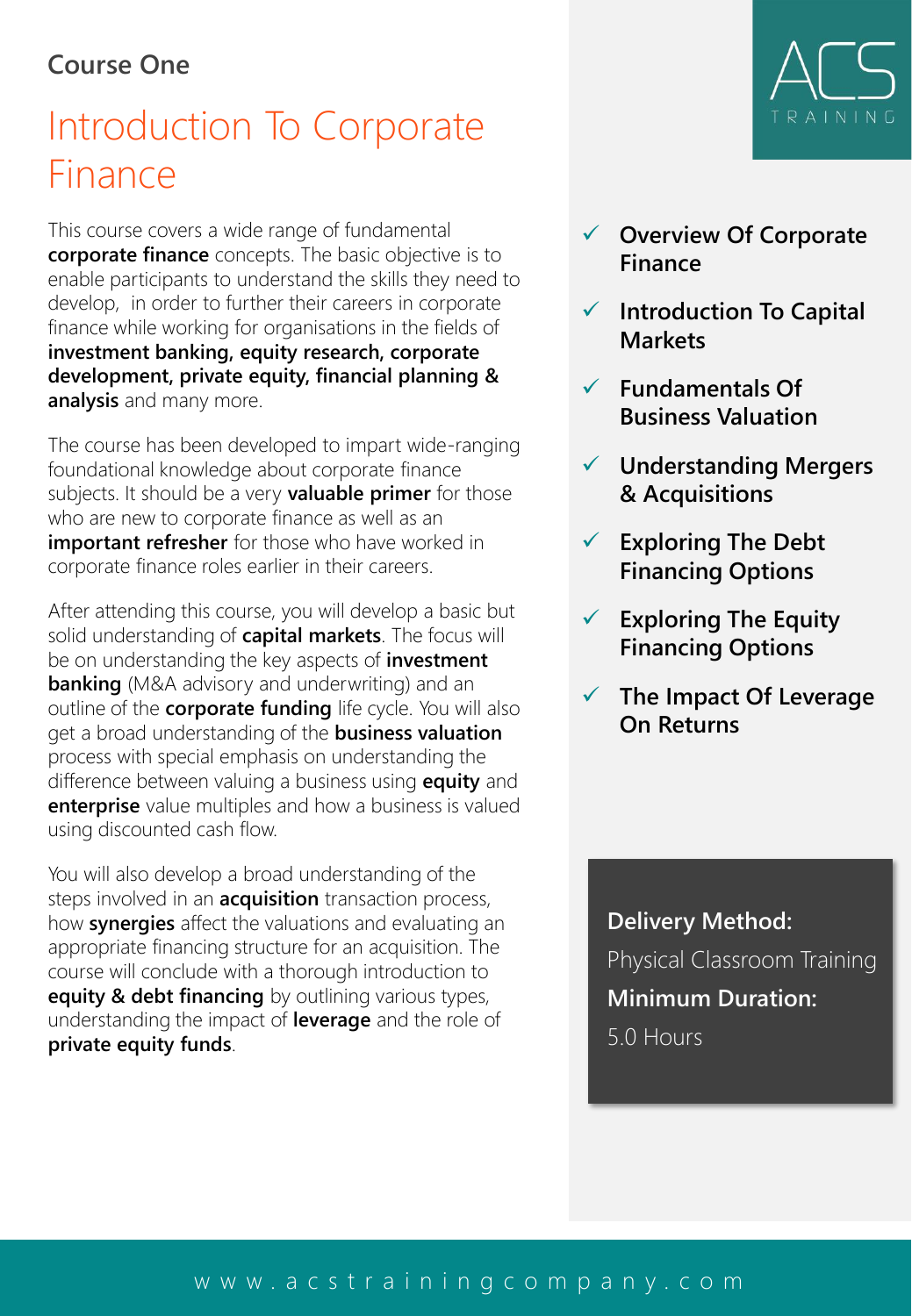## Course One

# Introduction To Corporate Finance

This course covers a wide range of fundamental **corporate finance** concepts. The basic objective is to enable participants to understand the skills they need to develop, in order to further their careers in corporate finance while working for organisations in the fields of **investment banking, equity research, corporate development, private equity, financial planning & analysis** and many more.

The course has been developed to impart wide-ranging foundational knowledge about corporate finance subjects. It should be a very **valuable primer** for those who are new to corporate finance as well as an **important refresher** for those who have worked in corporate finance roles earlier in their careers.

After attending this course, you will develop a basic but solid understanding of **capital markets**. The focus will be on understanding the key aspects of **investment banking** (M&A advisory and underwriting) and an outline of the **corporate funding** life cycle. You will also get a broad understanding of the **business valuation** process with special emphasis on understanding the difference between valuing a business using **equity** and **enterprise** value multiples and how a business is valued using discounted cash flow.

You will also develop a broad understanding of the steps involved in an **acquisition** transaction process, how **synergies** affect the valuations and evaluating an appropriate financing structure for an acquisition. The course will conclude with a thorough introduction to **equity & debt financing** by outlining various types, understanding the impact of **leverage** and the role of **private equity funds**.

ACS TRAINING

- ✓ **Overview Of Corporate Finance**
- ✓ **Introduction To Capital Markets**
- ✓ **Fundamentals Of Business Valuation**
- ✓ **Understanding Mergers & Acquisitions**
- ✓ **Exploring The Debt Financing Options**
- ✓ **Exploring The Equity Financing Options**
- ✓ **The Impact Of Leverage On Returns**

**Delivery Method:**
Physical Classroom Training
**Minimum Duration:**
5.0 Hours

www.acstrainingcompany.com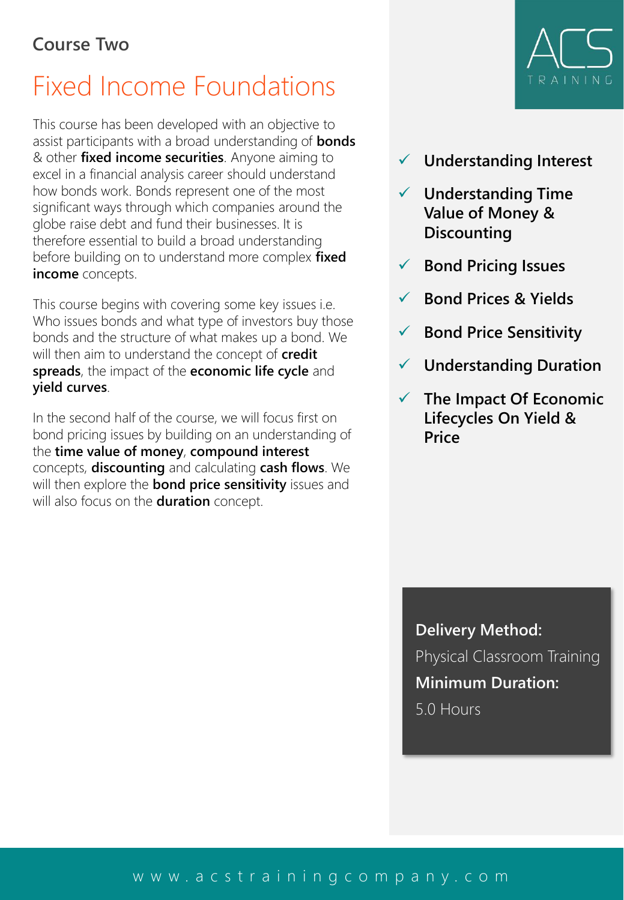Course Two

# Fixed Income Foundations

This course has been developed with an objective to assist participants with a broad understanding of **bonds** & other **fixed income securities**. Anyone aiming to excel in a financial analysis career should understand how bonds work. Bonds represent one of the most significant ways through which companies around the globe raise debt and fund their businesses. It is therefore essential to build a broad understanding before building on to understand more complex **fixed income** concepts.

This course begins with covering some key issues i.e. Who issues bonds and what type of investors buy those bonds and the structure of what makes up a bond. We will then aim to understand the concept of **credit spreads**, the impact of the **economic life cycle** and **yield curves**.

In the second half of the course, we will focus first on bond pricing issues by building on an understanding of the **time value of money**, **compound interest** concepts, **discounting** and calculating **cash flows**. We will then explore the **bond price sensitivity** issues and will also focus on the **duration** concept.

ACS TRAINING

- ✓ **Understanding Interest**
- ✓ **Understanding Time Value of Money & Discounting**
- ✓ **Bond Pricing Issues**
- ✓ **Bond Prices & Yields**
- ✓ **Bond Price Sensitivity**
- ✓ **Understanding Duration**
- ✓ **The Impact Of Economic Lifecycles On Yield & Price**

**Delivery Method:**
Physical Classroom Training
**Minimum Duration:**
5.0 Hours

www.acstrainingcompany.com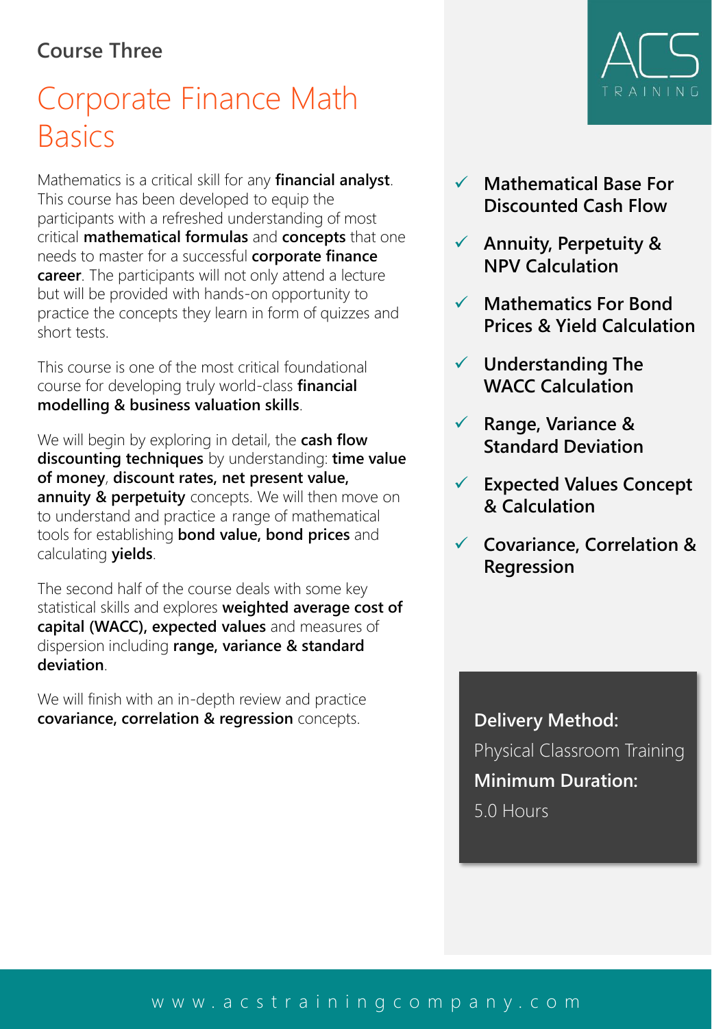Course Three

# Corporate Finance Math Basics

Mathematics is a critical skill for any **financial analyst**. This course has been developed to equip the participants with a refreshed understanding of most critical **mathematical formulas** and **concepts** that one needs to master for a successful **corporate finance career**. The participants will not only attend a lecture but will be provided with hands-on opportunity to practice the concepts they learn in form of quizzes and short tests.

This course is one of the most critical foundational course for developing truly world-class **financial modelling & business valuation skills**.

We will begin by exploring in detail, the **cash flow discounting techniques** by understanding: **time value of money**, **discount rates, net present value, annuity & perpetuity** concepts. We will then move on to understand and practice a range of mathematical tools for establishing **bond value, bond prices** and calculating **yields**.

The second half of the course deals with some key statistical skills and explores **weighted average cost of capital (WACC), expected values** and measures of dispersion including **range, variance & standard deviation**.

We will finish with an in-depth review and practice **covariance, correlation & regression** concepts.

ACS TRAINING

- ✓ **Mathematical Base For Discounted Cash Flow**
- ✓ **Annuity, Perpetuity & NPV Calculation**
- ✓ **Mathematics For Bond Prices & Yield Calculation**
- ✓ **Understanding The WACC Calculation**
- ✓ **Range, Variance & Standard Deviation**
- ✓ **Expected Values Concept & Calculation**
- ✓ **Covariance, Correlation & Regression**

**Delivery Method:**
Physical Classroom Training
**Minimum Duration:**
5.0 Hours

www.acstrainingcompany.com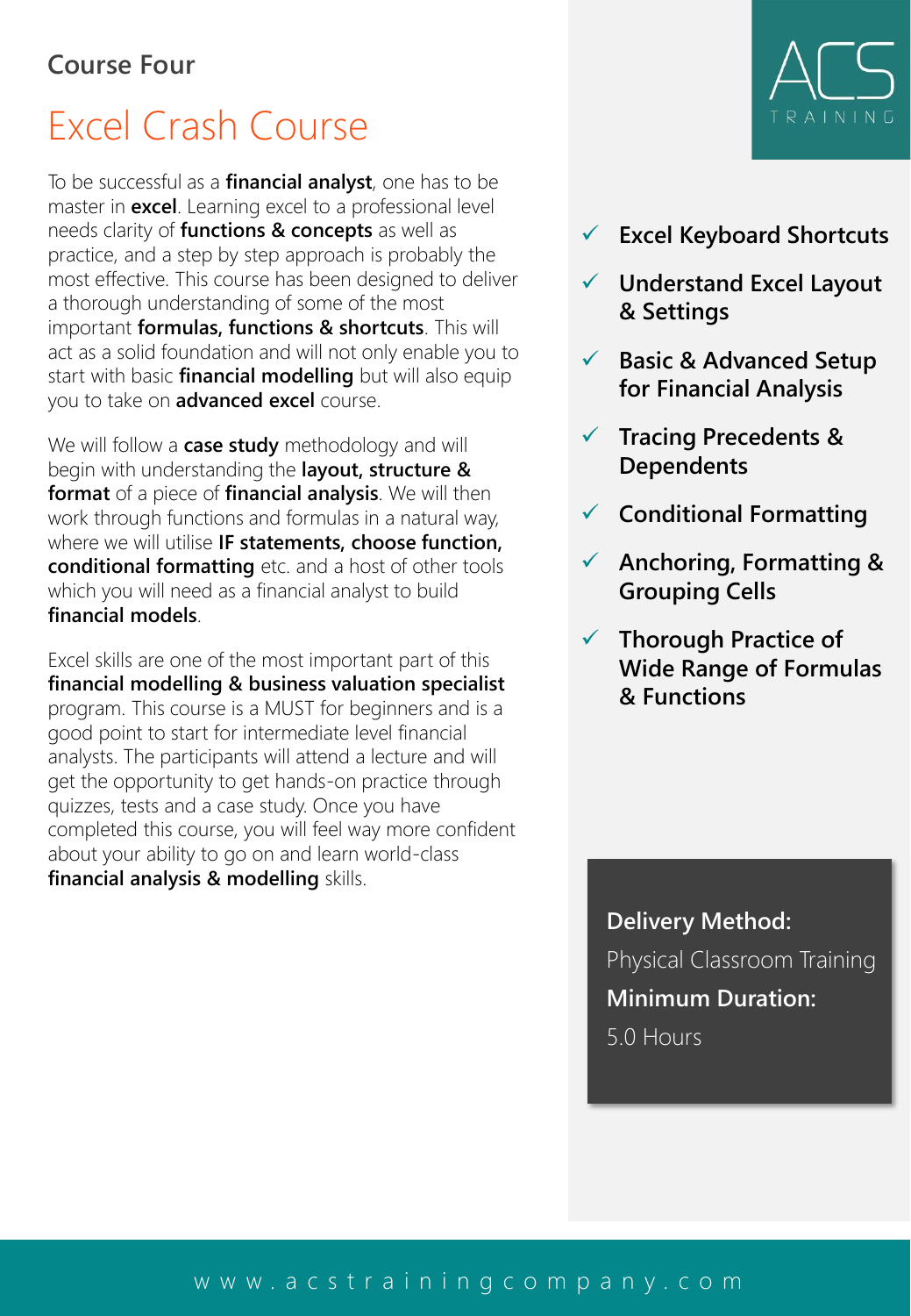Course Four

# Excel Crash Course

To be successful as a **financial analyst**, one has to be master in **excel**. Learning excel to a professional level needs clarity of **functions & concepts** as well as practice, and a step by step approach is probably the most effective. This course has been designed to deliver a thorough understanding of some of the most important **formulas, functions & shortcuts**. This will act as a solid foundation and will not only enable you to start with basic **financial modelling** but will also equip you to take on **advanced excel** course.

We will follow a **case study** methodology and will begin with understanding the **layout, structure & format** of a piece of **financial analysis**. We will then work through functions and formulas in a natural way, where we will utilise **IF statements, choose function, conditional formatting** etc. and a host of other tools which you will need as a financial analyst to build **financial models**.

Excel skills are one of the most important part of this **financial modelling & business valuation specialist** program. This course is a MUST for beginners and is a good point to start for intermediate level financial analysts. The participants will attend a lecture and will get the opportunity to get hands-on practice through quizzes, tests and a case study. Once you have completed this course, you will feel way more confident about your ability to go on and learn world-class **financial analysis & modelling** skills.

ACS TRAINING

- ✓ **Excel Keyboard Shortcuts**
- ✓ **Understand Excel Layout & Settings**
- ✓ **Basic & Advanced Setup for Financial Analysis**
- ✓ **Tracing Precedents & Dependents**
- ✓ **Conditional Formatting**
- ✓ **Anchoring, Formatting & Grouping Cells**
- ✓ **Thorough Practice of Wide Range of Formulas & Functions**

**Delivery Method:**
Physical Classroom Training
**Minimum Duration:**
5.0 Hours

www.acstrainingcompany.com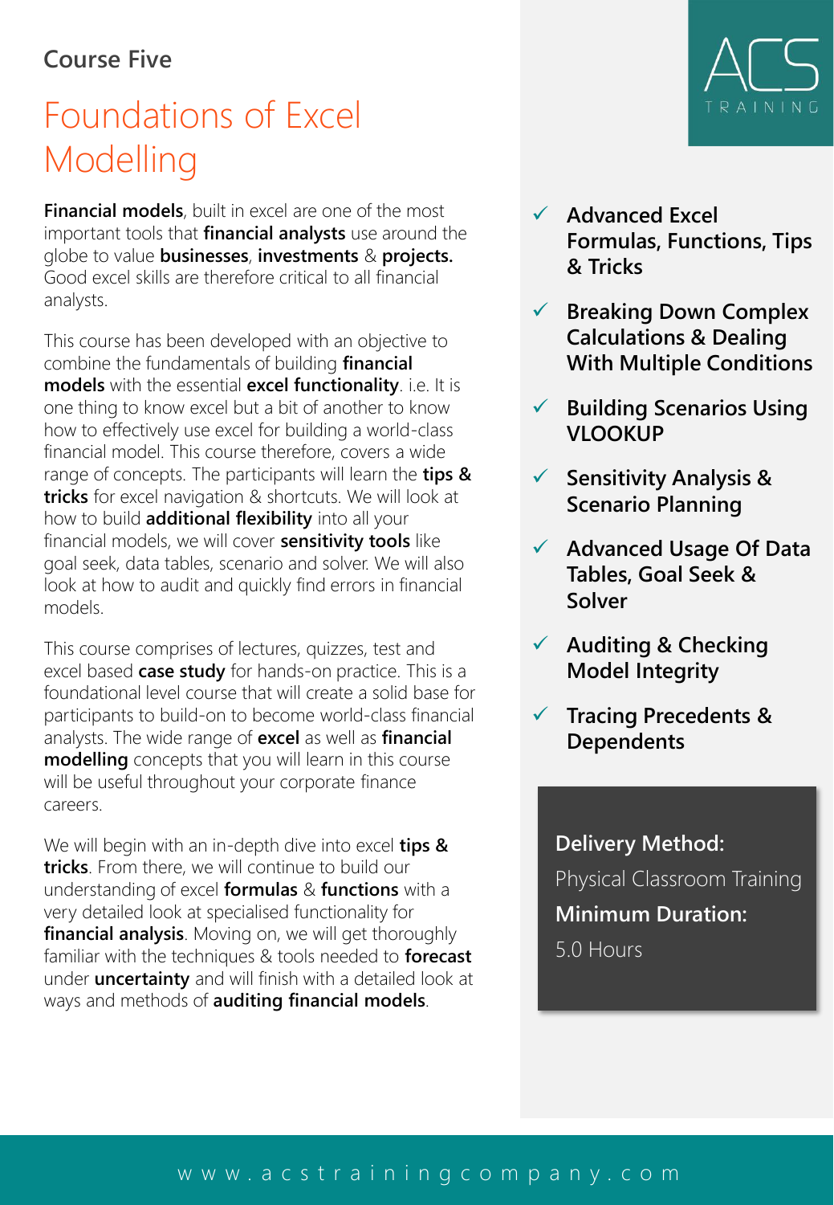Course Five

# Foundations of Excel Modelling

**Financial models**, built in excel are one of the most important tools that **financial analysts** use around the globe to value **businesses**, **investments** & **projects.** Good excel skills are therefore critical to all financial analysts.

This course has been developed with an objective to combine the fundamentals of building **financial models** with the essential **excel functionality**. i.e. It is one thing to know excel but a bit of another to know how to effectively use excel for building a world-class financial model. This course therefore, covers a wide range of concepts. The participants will learn the **tips & tricks** for excel navigation & shortcuts. We will look at how to build **additional flexibility** into all your financial models, we will cover **sensitivity tools** like goal seek, data tables, scenario and solver. We will also look at how to audit and quickly find errors in financial models.

This course comprises of lectures, quizzes, test and excel based **case study** for hands-on practice. This is a foundational level course that will create a solid base for participants to build-on to become world-class financial analysts. The wide range of **excel** as well as **financial modelling** concepts that you will learn in this course will be useful throughout your corporate finance careers.

We will begin with an in-depth dive into excel **tips & tricks**. From there, we will continue to build our understanding of excel **formulas** & **functions** with a very detailed look at specialised functionality for **financial analysis**. Moving on, we will get thoroughly familiar with the techniques & tools needed to **forecast** under **uncertainty** and will finish with a detailed look at ways and methods of **auditing financial models**.

- ✓ **Advanced Excel Formulas, Functions, Tips & Tricks**
- ✓ **Breaking Down Complex Calculations & Dealing With Multiple Conditions**
- ✓ **Building Scenarios Using VLOOKUP**
- ✓ **Sensitivity Analysis & Scenario Planning**
- ✓ **Advanced Usage Of Data Tables, Goal Seek & Solver**
- ✓ **Auditing & Checking Model Integrity**
- ✓ **Tracing Precedents & Dependents**

**Delivery Method:**

Physical Classroom Training

**Minimum Duration:**

5.0 Hours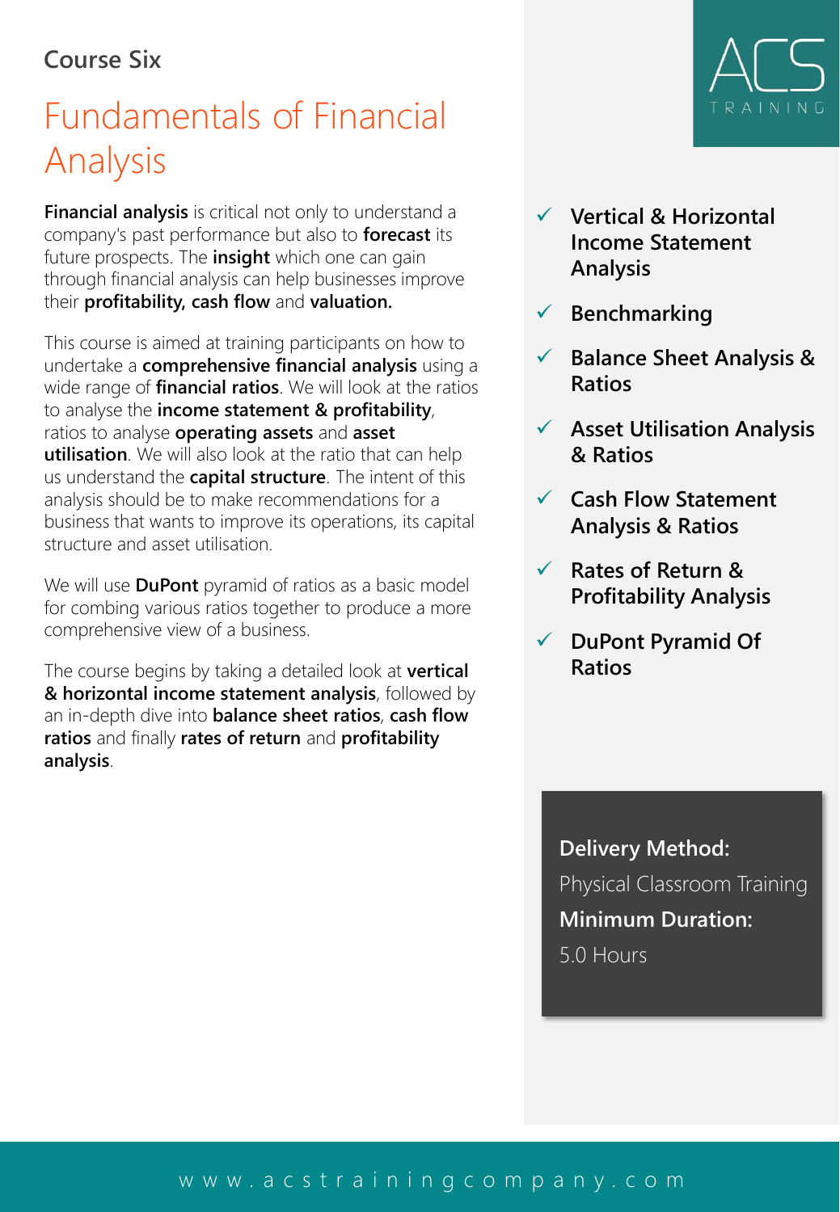Course Six

# Fundamentals of Financial Analysis

**Financial analysis** is critical not only to understand a company's past performance but also to **forecast** its future prospects. The **insight** which one can gain through financial analysis can help businesses improve their **profitability, cash flow** and **valuation.**

This course is aimed at training participants on how to undertake a **comprehensive financial analysis** using a wide range of **financial ratios**. We will look at the ratios to analyse the **income statement & profitability**, ratios to analyse **operating assets** and **asset utilisation**. We will also look at the ratio that can help us understand the **capital structure**. The intent of this analysis should be to make recommendations for a business that wants to improve its operations, its capital structure and asset utilisation.

We will use **DuPont** pyramid of ratios as a basic model for combing various ratios together to produce a more comprehensive view of a business.

The course begins by taking a detailed look at **vertical & horizontal income statement analysis**, followed by an in-depth dive into **balance sheet ratios**, **cash flow ratios** and finally **rates of return** and **profitability analysis**.

ACS TRAINING

- ✓ **Vertical & Horizontal Income Statement Analysis**
- ✓ **Benchmarking**
- ✓ **Balance Sheet Analysis & Ratios**
- ✓ **Asset Utilisation Analysis & Ratios**
- ✓ **Cash Flow Statement Analysis & Ratios**
- ✓ **Rates of Return & Profitability Analysis**
- ✓ **DuPont Pyramid Of Ratios**

**Delivery Method:**
Physical Classroom Training
**Minimum Duration:**
5.0 Hours

www.acstrainingcompany.com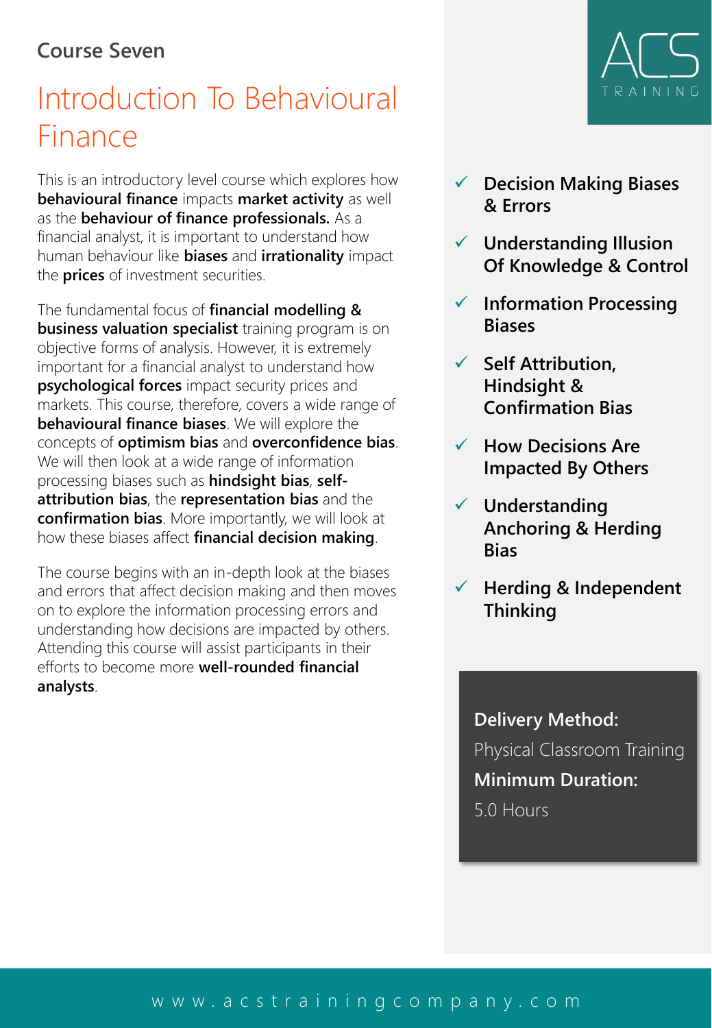Course Seven

# Introduction To Behavioural Finance

This is an introductory level course which explores how **behavioural finance** impacts **market activity** as well as the **behaviour of finance professionals.** As a financial analyst, it is important to understand how human behaviour like **biases** and **irrationality** impact the **prices** of investment securities.

The fundamental focus of **financial modelling & business valuation specialist** training program is on objective forms of analysis. However, it is extremely important for a financial analyst to understand how **psychological forces** impact security prices and markets. This course, therefore, covers a wide range of **behavioural finance biases**. We will explore the concepts of **optimism bias** and **overconfidence bias**. We will then look at a wide range of information processing biases such as **hindsight bias**, **self-attribution bias**, the **representation bias** and the **confirmation bias**. More importantly, we will look at how these biases affect **financial decision making**.

The course begins with an in-depth look at the biases and errors that affect decision making and then moves on to explore the information processing errors and understanding how decisions are impacted by others. Attending this course will assist participants in their efforts to become more **well-rounded financial analysts**.

ACS TRAINING

- ✓ **Decision Making Biases & Errors**
- ✓ **Understanding Illusion Of Knowledge & Control**
- ✓ **Information Processing Biases**
- ✓ **Self Attribution, Hindsight & Confirmation Bias**
- ✓ **How Decisions Are Impacted By Others**
- ✓ **Understanding Anchoring & Herding Bias**
- ✓ **Herding & Independent Thinking**

**Delivery Method:**
Physical Classroom Training
**Minimum Duration:**
5.0 Hours

www.acstrainingcompany.com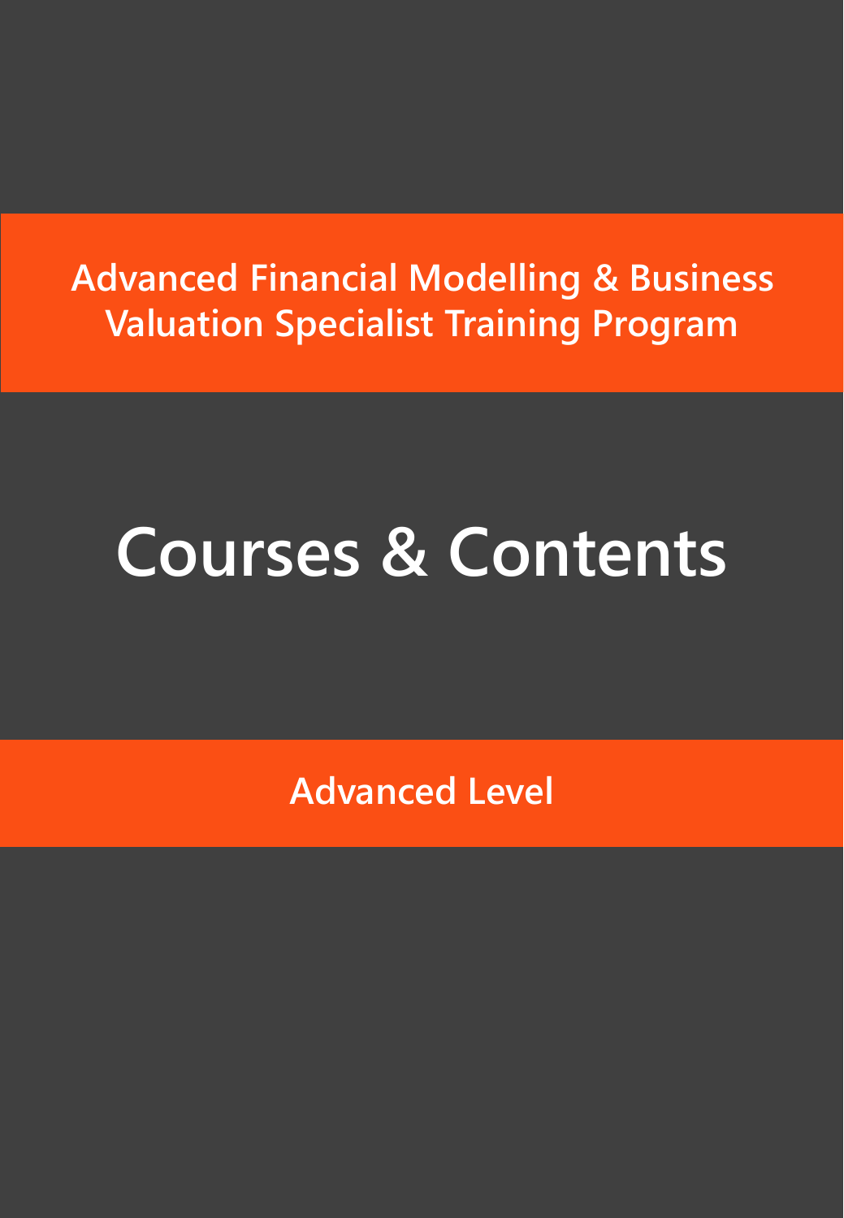**Advanced Financial Modelling & Business Valuation Specialist Training Program**

# Courses & Contents

**Advanced Level**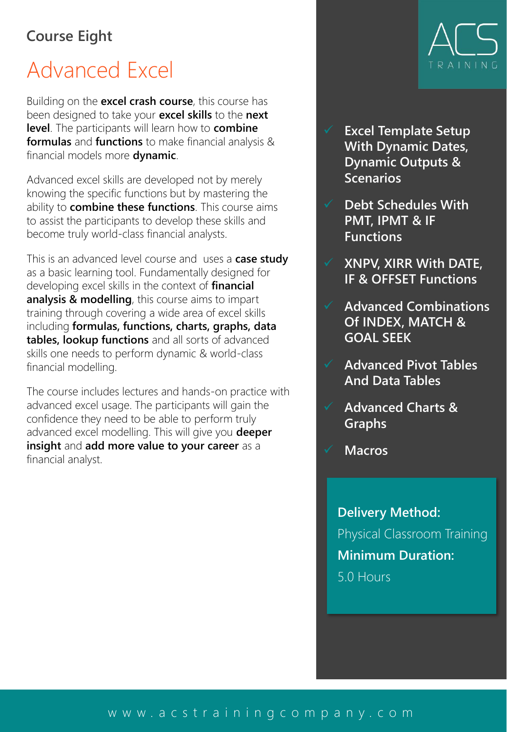## Course Eight

# Advanced Excel

Building on the **excel crash course**, this course has been designed to take your **excel skills** to the **next level**. The participants will learn how to **combine formulas** and **functions** to make financial analysis & financial models more **dynamic**.

Advanced excel skills are developed not by merely knowing the specific functions but by mastering the ability to **combine these functions**. This course aims to assist the participants to develop these skills and become truly world-class financial analysts.

This is an advanced level course and uses a **case study** as a basic learning tool. Fundamentally designed for developing excel skills in the context of **financial analysis & modelling**, this course aims to impart training through covering a wide area of excel skills including **formulas, functions, charts, graphs, data tables, lookup functions** and all sorts of advanced skills one needs to perform dynamic & world-class financial modelling.

The course includes lectures and hands-on practice with advanced excel usage. The participants will gain the confidence they need to be able to perform truly advanced excel modelling. This will give you **deeper insight** and **add more value to your career** as a financial analyst.

ACS TRAINING

- ✓ **Excel Template Setup With Dynamic Dates, Dynamic Outputs & Scenarios**
- ✓ **Debt Schedules With PMT, IPMT & IF Functions**
- ✓ **XNPV, XIRR With DATE, IF & OFFSET Functions**
- ✓ **Advanced Combinations Of INDEX, MATCH & GOAL SEEK**
- ✓ **Advanced Pivot Tables And Data Tables**
- ✓ **Advanced Charts & Graphs**
- ✓ **Macros**

**Delivery Method:**
Physical Classroom Training

**Minimum Duration:**
5.0 Hours

www.acstrainingcompany.com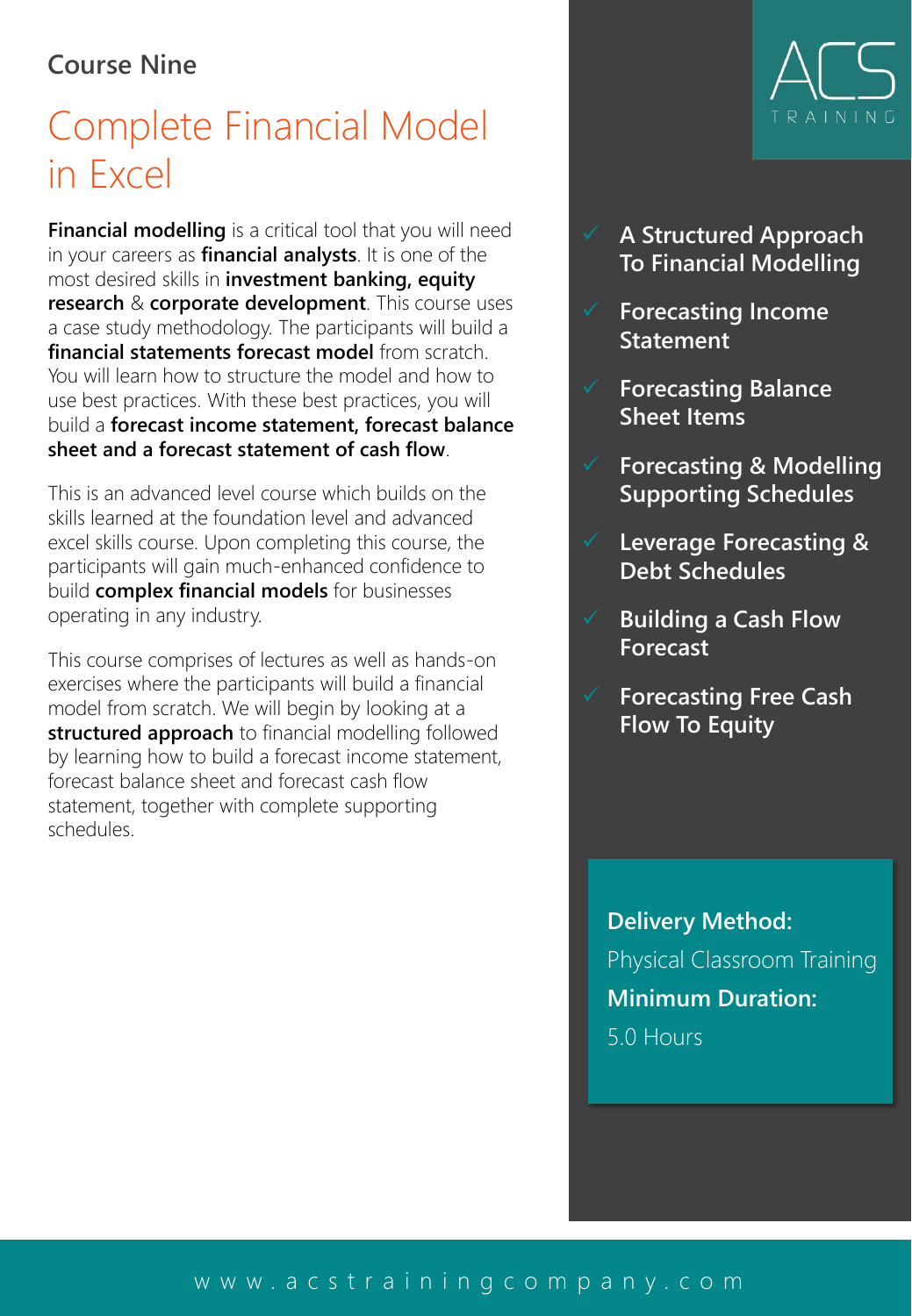Course Nine

# Complete Financial Model in Excel

**Financial modelling** is a critical tool that you will need in your careers as **financial analysts**. It is one of the most desired skills in **investment banking, equity research** & **corporate development**. This course uses a case study methodology. The participants will build a **financial statements forecast model** from scratch. You will learn how to structure the model and how to use best practices. With these best practices, you will build a **forecast income statement, forecast balance sheet and a forecast statement of cash flow**.

This is an advanced level course which builds on the skills learned at the foundation level and advanced excel skills course. Upon completing this course, the participants will gain much-enhanced confidence to build **complex financial models** for businesses operating in any industry.

This course comprises of lectures as well as hands-on exercises where the participants will build a financial model from scratch. We will begin by looking at a **structured approach** to financial modelling followed by learning how to build a forecast income statement, forecast balance sheet and forecast cash flow statement, together with complete supporting schedules.

ACS TRAINING

- ✓ **A Structured Approach To Financial Modelling**
- ✓ **Forecasting Income Statement**
- ✓ **Forecasting Balance Sheet Items**
- ✓ **Forecasting & Modelling Supporting Schedules**
- ✓ **Leverage Forecasting & Debt Schedules**
- ✓ **Building a Cash Flow Forecast**
- ✓ **Forecasting Free Cash Flow To Equity**

**Delivery Method:**
Physical Classroom Training

**Minimum Duration:**
5.0 Hours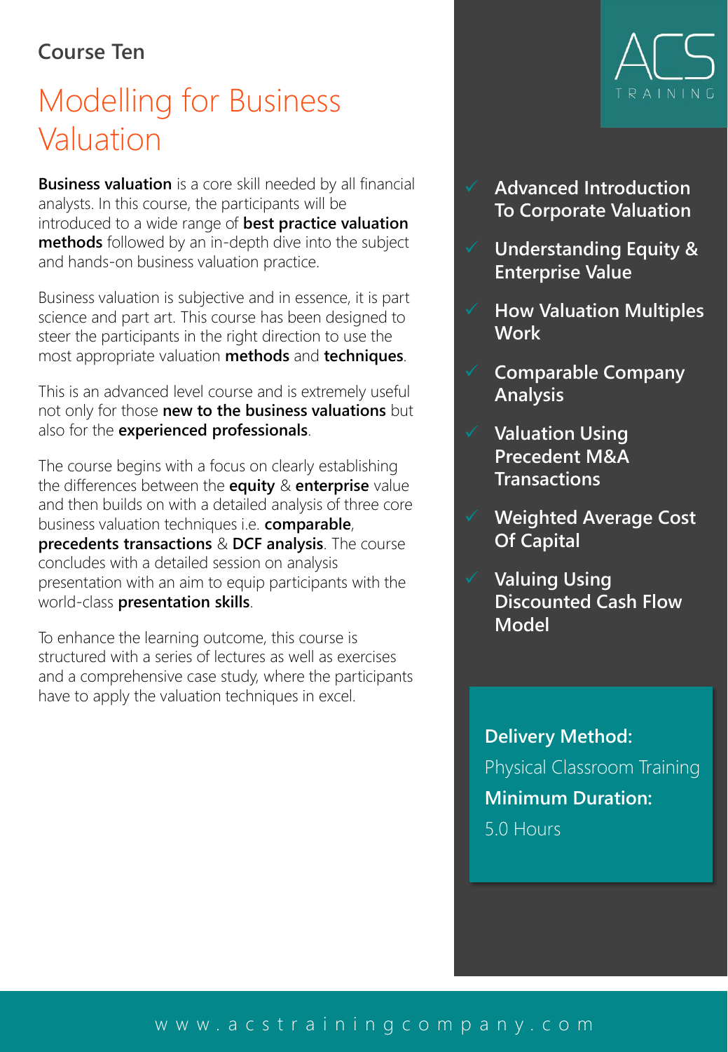Course Ten

# Modelling for Business Valuation

**Business valuation** is a core skill needed by all financial analysts. In this course, the participants will be introduced to a wide range of **best practice valuation methods** followed by an in-depth dive into the subject and hands-on business valuation practice.

Business valuation is subjective and in essence, it is part science and part art. This course has been designed to steer the participants in the right direction to use the most appropriate valuation **methods** and **techniques**.

This is an advanced level course and is extremely useful not only for those **new to the business valuations** but also for the **experienced professionals**.

The course begins with a focus on clearly establishing the differences between the **equity** & **enterprise** value and then builds on with a detailed analysis of three core business valuation techniques i.e. **comparable**, **precedents transactions** & **DCF analysis**. The course concludes with a detailed session on analysis presentation with an aim to equip participants with the world-class **presentation skills**.

To enhance the learning outcome, this course is structured with a series of lectures as well as exercises and a comprehensive case study, where the participants have to apply the valuation techniques in excel.

ACS TRAINING

- ✓ **Advanced Introduction To Corporate Valuation**
- ✓ **Understanding Equity & Enterprise Value**
- ✓ **How Valuation Multiples Work**
- ✓ **Comparable Company Analysis**
- ✓ **Valuation Using Precedent M&A Transactions**
- ✓ **Weighted Average Cost Of Capital**
- ✓ **Valuing Using Discounted Cash Flow Model**

**Delivery Method:**

Physical Classroom Training

**Minimum Duration:**

5.0 Hours

www.acstrainingcompany.com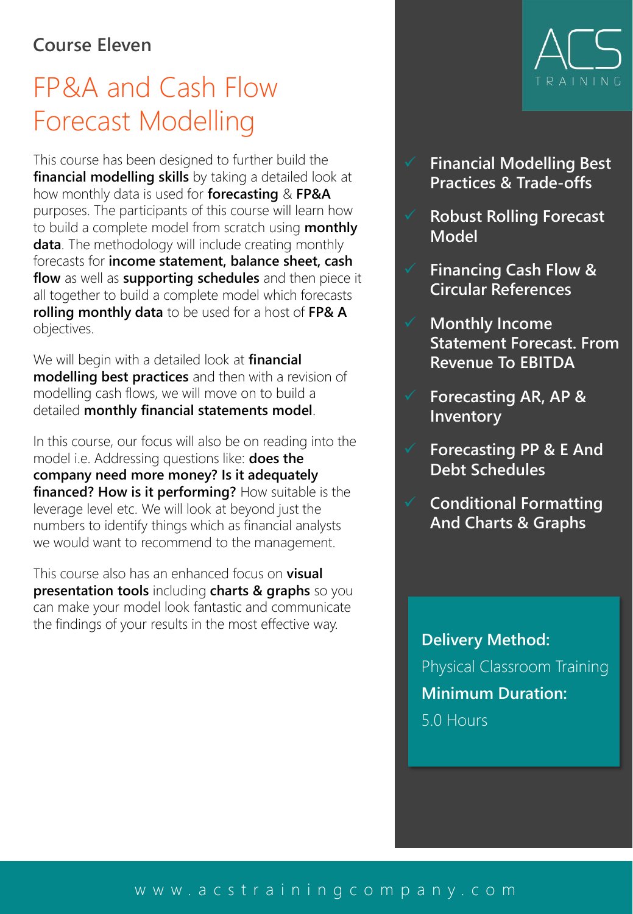Course Eleven

# FP&A and Cash Flow Forecast Modelling

This course has been designed to further build the **financial modelling skills** by taking a detailed look at how monthly data is used for **forecasting** & **FP&A** purposes. The participants of this course will learn how to build a complete model from scratch using **monthly data**. The methodology will include creating monthly forecasts for **income statement, balance sheet, cash flow** as well as **supporting schedules** and then piece it all together to build a complete model which forecasts **rolling monthly data** to be used for a host of **FP& A** objectives.

We will begin with a detailed look at **financial modelling best practices** and then with a revision of modelling cash flows, we will move on to build a detailed **monthly financial statements model**.

In this course, our focus will also be on reading into the model i.e. Addressing questions like: **does the company need more money? Is it adequately financed? How is it performing?** How suitable is the leverage level etc. We will look at beyond just the numbers to identify things which as financial analysts we would want to recommend to the management.

This course also has an enhanced focus on **visual presentation tools** including **charts & graphs** so you can make your model look fantastic and communicate the findings of your results in the most effective way.

ACS TRAINING

- ✓ **Financial Modelling Best Practices & Trade-offs**
- ✓ **Robust Rolling Forecast Model**
- ✓ **Financing Cash Flow & Circular References**
- ✓ **Monthly Income Statement Forecast. From Revenue To EBITDA**
- ✓ **Forecasting AR, AP & Inventory**
- ✓ **Forecasting PP & E And Debt Schedules**
- ✓ **Conditional Formatting And Charts & Graphs**

**Delivery Method:**
Physical Classroom Training
**Minimum Duration:**
5.0 Hours

www.acstrainingcompany.com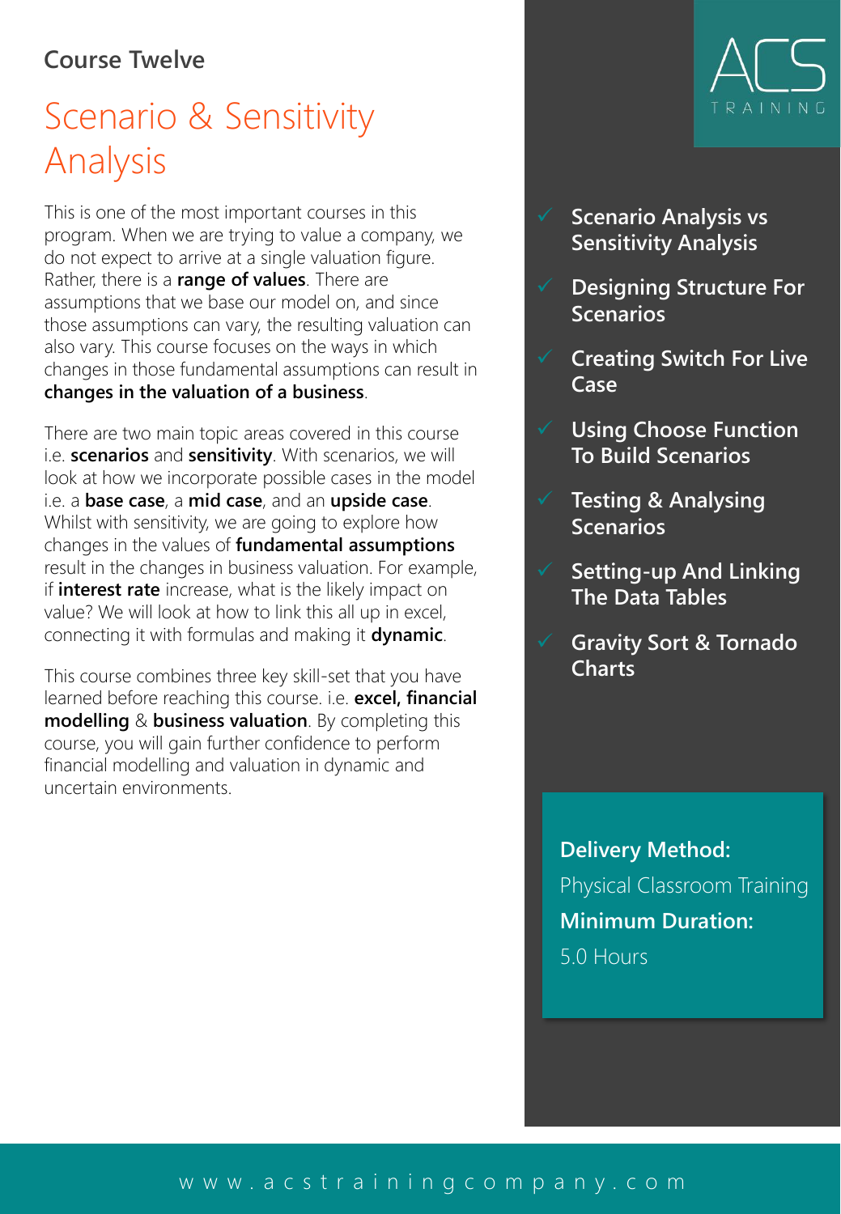Course Twelve

# Scenario & Sensitivity Analysis

This is one of the most important courses in this program. When we are trying to value a company, we do not expect to arrive at a single valuation figure. Rather, there is a **range of values**. There are assumptions that we base our model on, and since those assumptions can vary, the resulting valuation can also vary. This course focuses on the ways in which changes in those fundamental assumptions can result in **changes in the valuation of a business**.

There are two main topic areas covered in this course i.e. **scenarios** and **sensitivity**. With scenarios, we will look at how we incorporate possible cases in the model i.e. a **base case**, a **mid case**, and an **upside case**. Whilst with sensitivity, we are going to explore how changes in the values of **fundamental assumptions** result in the changes in business valuation. For example, if **interest rate** increase, what is the likely impact on value? We will look at how to link this all up in excel, connecting it with formulas and making it **dynamic**.

This course combines three key skill-set that you have learned before reaching this course. i.e. **excel, financial modelling** & **business valuation**. By completing this course, you will gain further confidence to perform financial modelling and valuation in dynamic and uncertain environments.

ACS TRAINING

- ✓ **Scenario Analysis vs Sensitivity Analysis**
- ✓ **Designing Structure For Scenarios**
- ✓ **Creating Switch For Live Case**
- ✓ **Using Choose Function To Build Scenarios**
- ✓ **Testing & Analysing Scenarios**
- ✓ **Setting-up And Linking The Data Tables**
- ✓ **Gravity Sort & Tornado Charts**

**Delivery Method:**
Physical Classroom Training

**Minimum Duration:**
5.0 Hours

www.acstrainingcompany.com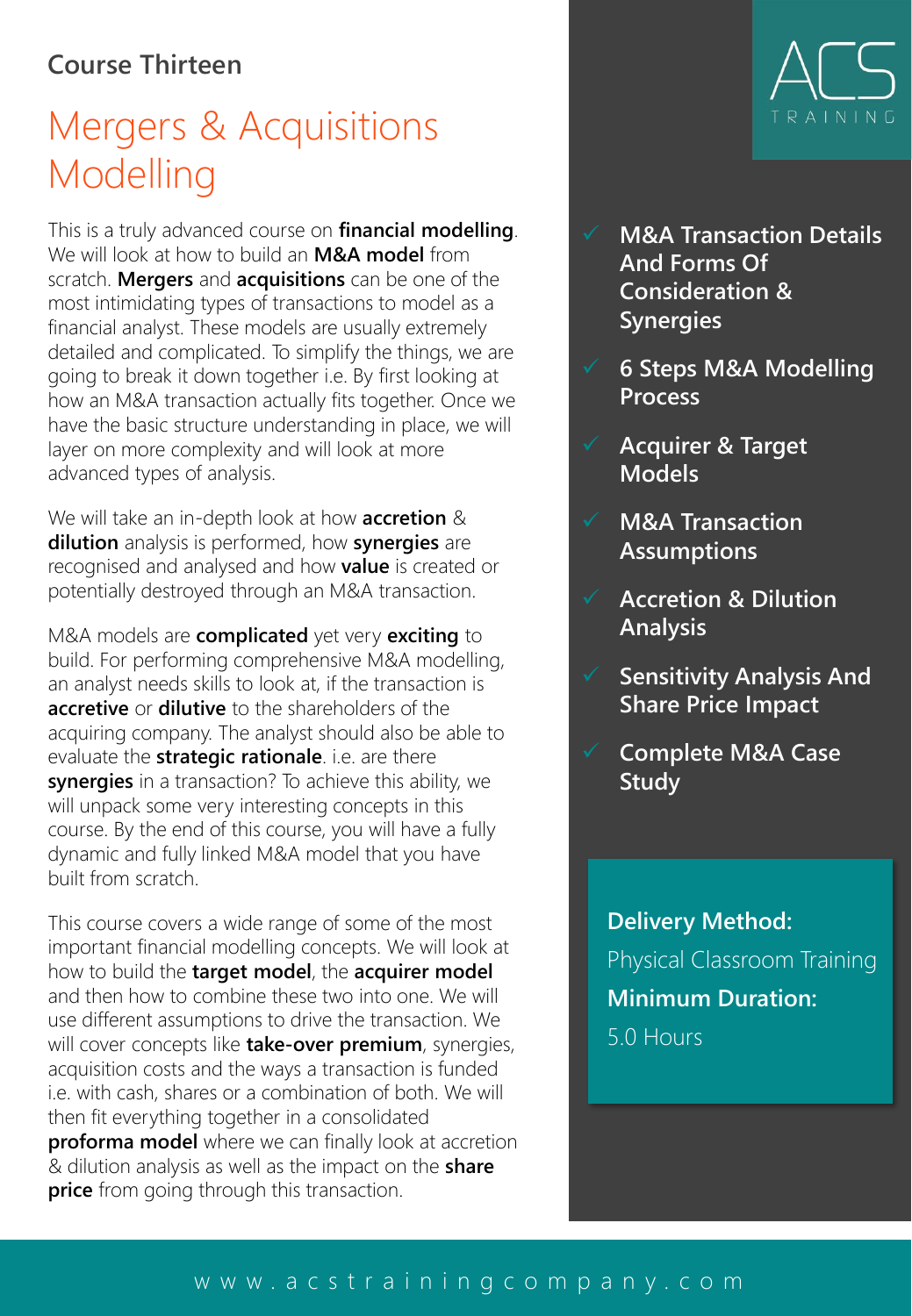Course Thirteen

# Mergers & Acquisitions Modelling

This is a truly advanced course on **financial modelling**. We will look at how to build an **M&A model** from scratch. **Mergers** and **acquisitions** can be one of the most intimidating types of transactions to model as a financial analyst. These models are usually extremely detailed and complicated. To simplify the things, we are going to break it down together i.e. By first looking at how an M&A transaction actually fits together. Once we have the basic structure understanding in place, we will layer on more complexity and will look at more advanced types of analysis.

We will take an in-depth look at how **accretion** & **dilution** analysis is performed, how **synergies** are recognised and analysed and how **value** is created or potentially destroyed through an M&A transaction.

M&A models are **complicated** yet very **exciting** to build. For performing comprehensive M&A modelling, an analyst needs skills to look at, if the transaction is **accretive** or **dilutive** to the shareholders of the acquiring company. The analyst should also be able to evaluate the **strategic rationale**. i.e. are there **synergies** in a transaction? To achieve this ability, we will unpack some very interesting concepts in this course. By the end of this course, you will have a fully dynamic and fully linked M&A model that you have built from scratch.

This course covers a wide range of some of the most important financial modelling concepts. We will look at how to build the **target model**, the **acquirer model** and then how to combine these two into one. We will use different assumptions to drive the transaction. We will cover concepts like **take-over premium**, synergies, acquisition costs and the ways a transaction is funded i.e. with cash, shares or a combination of both. We will then fit everything together in a consolidated **proforma model** where we can finally look at accretion & dilution analysis as well as the impact on the **share price** from going through this transaction.

ACS TRAINING

- ✓ **M&A Transaction Details And Forms Of Consideration & Synergies**
- ✓ **6 Steps M&A Modelling Process**
- ✓ **Acquirer & Target Models**
- ✓ **M&A Transaction Assumptions**
- ✓ **Accretion & Dilution Analysis**
- ✓ **Sensitivity Analysis And Share Price Impact**
- ✓ **Complete M&A Case Study**

**Delivery Method:**
Physical Classroom Training
**Minimum Duration:**
5.0 Hours

www.acstrainingcompany.com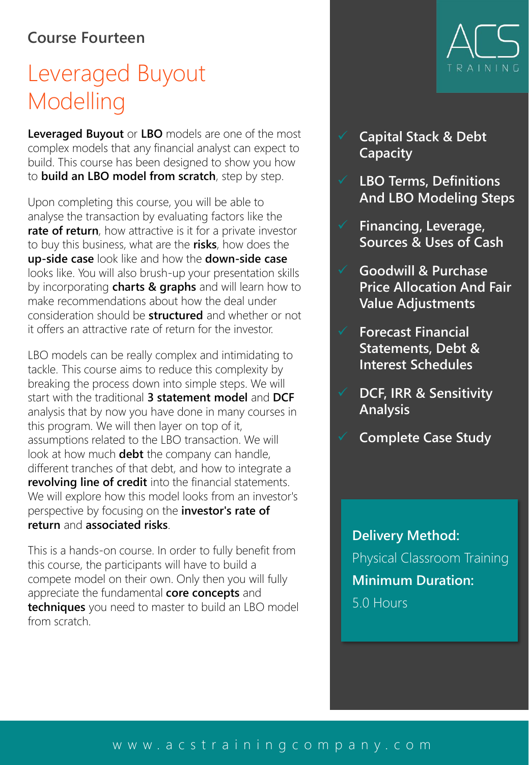Course Fourteen

# Leveraged Buyout Modelling

**Leveraged Buyout** or **LBO** models are one of the most complex models that any financial analyst can expect to build. This course has been designed to show you how to **build an LBO model from scratch**, step by step.

Upon completing this course, you will be able to analyse the transaction by evaluating factors like the **rate of return**, how attractive is it for a private investor to buy this business, what are the **risks**, how does the **up-side case** look like and how the **down-side case** looks like. You will also brush-up your presentation skills by incorporating **charts & graphs** and will learn how to make recommendations about how the deal under consideration should be **structured** and whether or not it offers an attractive rate of return for the investor.

LBO models can be really complex and intimidating to tackle. This course aims to reduce this complexity by breaking the process down into simple steps. We will start with the traditional **3 statement model** and **DCF** analysis that by now you have done in many courses in this program. We will then layer on top of it, assumptions related to the LBO transaction. We will look at how much **debt** the company can handle, different tranches of that debt, and how to integrate a **revolving line of credit** into the financial statements. We will explore how this model looks from an investor's perspective by focusing on the **investor's rate of return** and **associated risks**.

This is a hands-on course. In order to fully benefit from this course, the participants will have to build a compete model on their own. Only then you will fully appreciate the fundamental **core concepts** and **techniques** you need to master to build an LBO model from scratch.

ACS TRAINING

- ✓ **Capital Stack & Debt Capacity**
- ✓ **LBO Terms, Definitions And LBO Modeling Steps**
- ✓ **Financing, Leverage, Sources & Uses of Cash**
- ✓ **Goodwill & Purchase Price Allocation And Fair Value Adjustments**
- ✓ **Forecast Financial Statements, Debt & Interest Schedules**
- ✓ **DCF, IRR & Sensitivity Analysis**
- ✓ **Complete Case Study**

**Delivery Method:**
Physical Classroom Training
**Minimum Duration:**
5.0 Hours

www.acstrainingcompany.com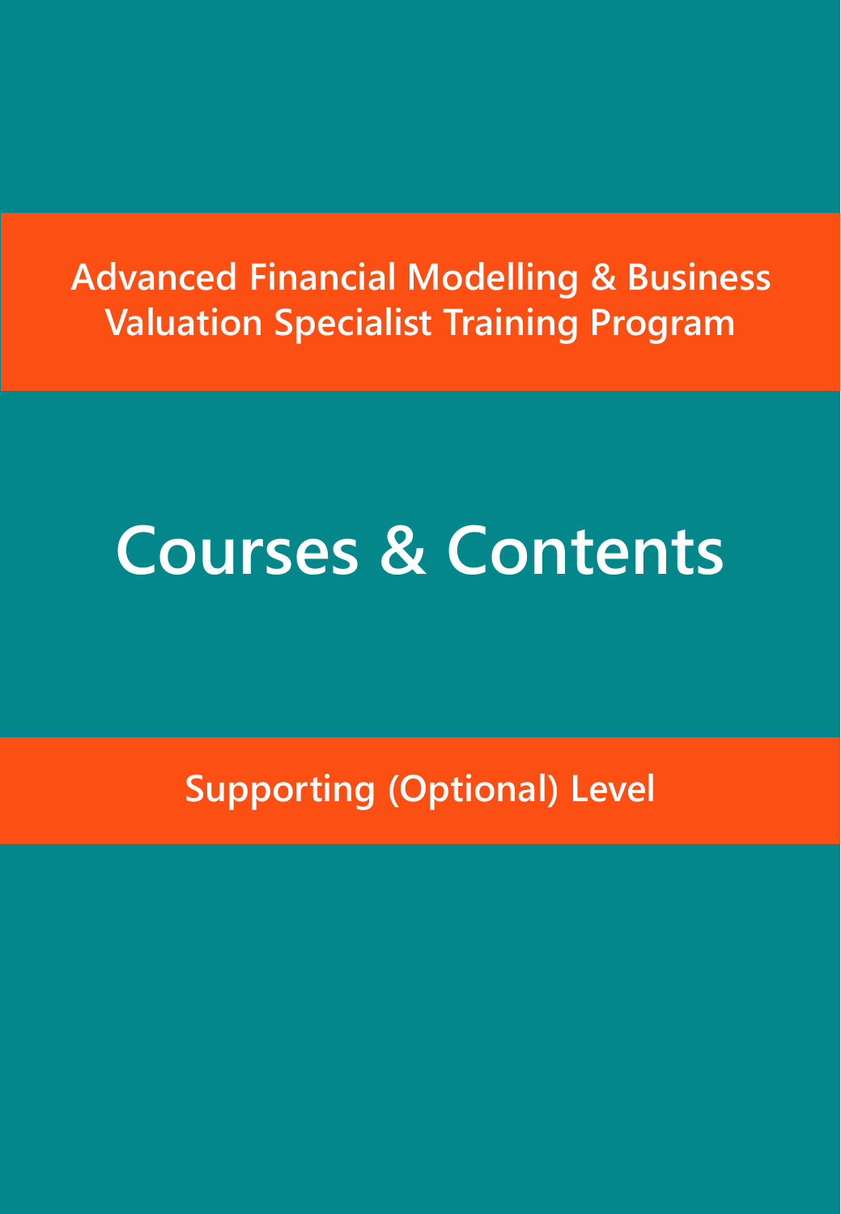**Advanced Financial Modelling & Business Valuation Specialist Training Program**

# Courses & Contents

**Supporting (Optional) Level**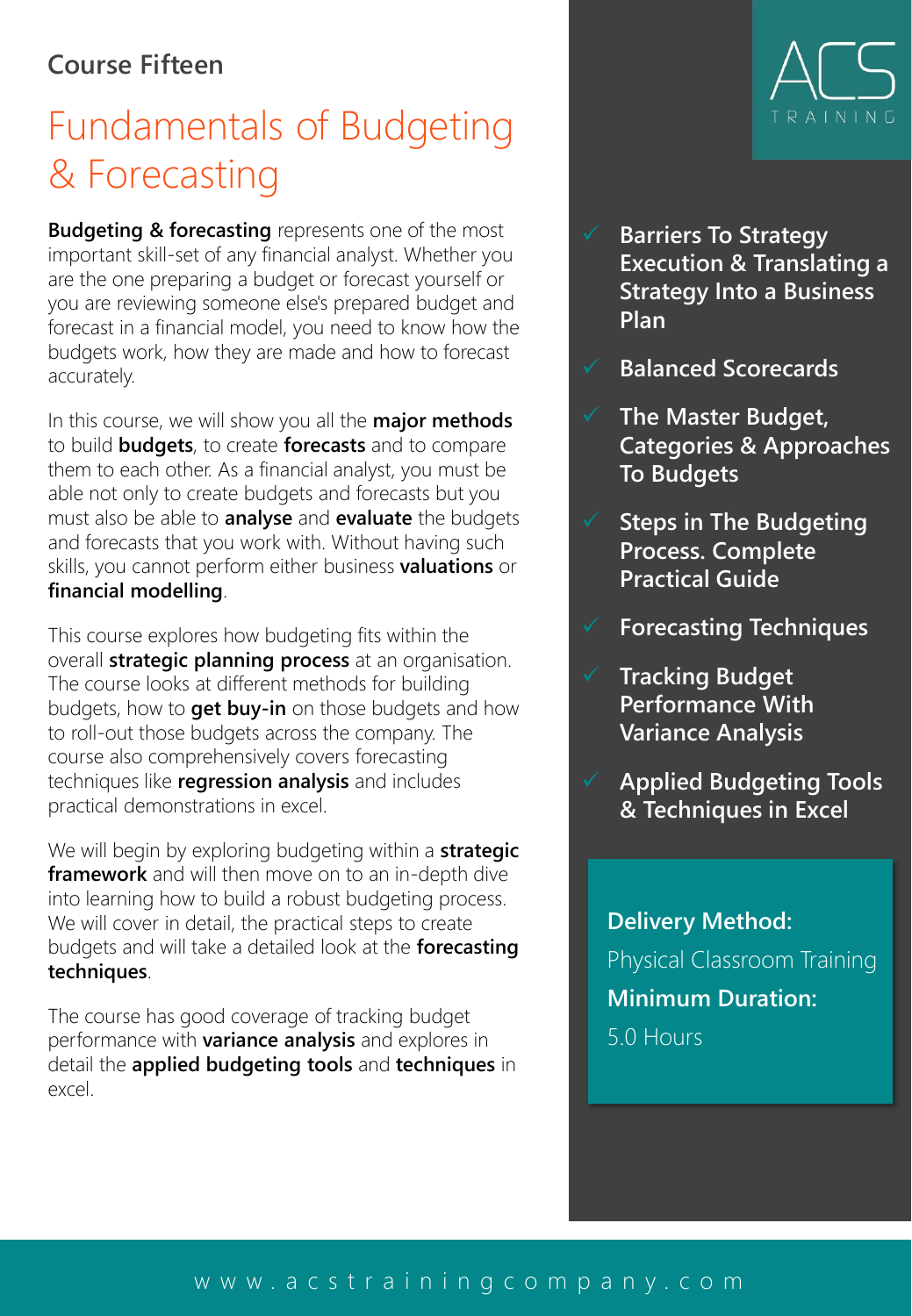Course Fifteen

# Fundamentals of Budgeting & Forecasting

**Budgeting & forecasting** represents one of the most important skill-set of any financial analyst. Whether you are the one preparing a budget or forecast yourself or you are reviewing someone else's prepared budget and forecast in a financial model, you need to know how the budgets work, how they are made and how to forecast accurately.

In this course, we will show you all the **major methods** to build **budgets**, to create **forecasts** and to compare them to each other. As a financial analyst, you must be able not only to create budgets and forecasts but you must also be able to **analyse** and **evaluate** the budgets and forecasts that you work with. Without having such skills, you cannot perform either business **valuations** or **financial modelling**.

This course explores how budgeting fits within the overall **strategic planning process** at an organisation. The course looks at different methods for building budgets, how to **get buy-in** on those budgets and how to roll-out those budgets across the company. The course also comprehensively covers forecasting techniques like **regression analysis** and includes practical demonstrations in excel.

We will begin by exploring budgeting within a **strategic framework** and will then move on to an in-depth dive into learning how to build a robust budgeting process. We will cover in detail, the practical steps to create budgets and will take a detailed look at the **forecasting techniques**.

The course has good coverage of tracking budget performance with **variance analysis** and explores in detail the **applied budgeting tools** and **techniques** in excel.

ACS TRAINING

- ✓ **Barriers To Strategy Execution & Translating a Strategy Into a Business Plan**
- ✓ **Balanced Scorecards**
- ✓ **The Master Budget, Categories & Approaches To Budgets**
- ✓ **Steps in The Budgeting Process. Complete Practical Guide**
- ✓ **Forecasting Techniques**
- ✓ **Tracking Budget Performance With Variance Analysis**
- ✓ **Applied Budgeting Tools & Techniques in Excel**

**Delivery Method:**
Physical Classroom Training

**Minimum Duration:**
5.0 Hours

www.acstrainingcompany.com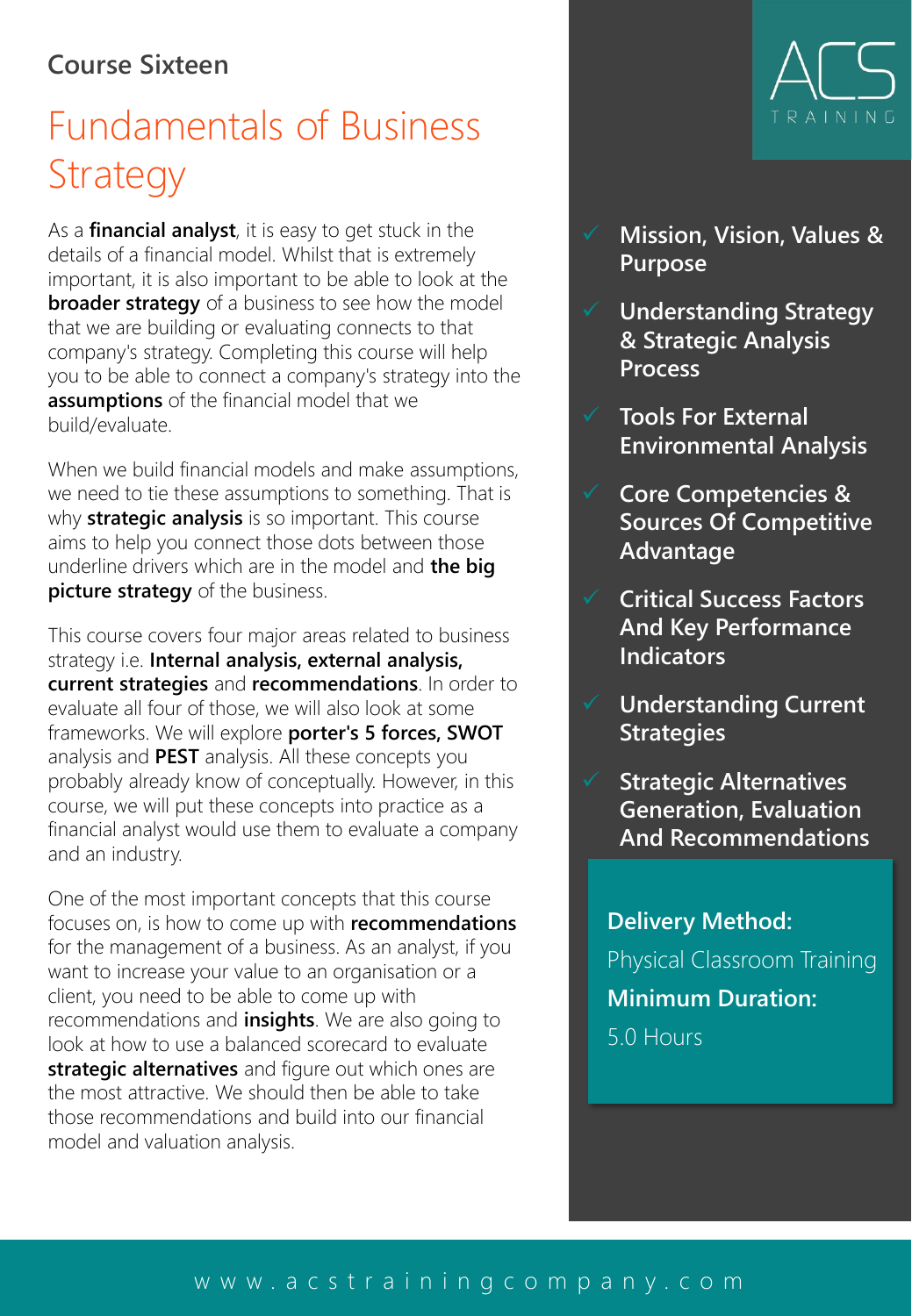### Course Sixteen

# Fundamentals of Business Strategy

As a **financial analyst**, it is easy to get stuck in the details of a financial model. Whilst that is extremely important, it is also important to be able to look at the **broader strategy** of a business to see how the model that we are building or evaluating connects to that company's strategy. Completing this course will help you to be able to connect a company's strategy into the **assumptions** of the financial model that we build/evaluate.

When we build financial models and make assumptions, we need to tie these assumptions to something. That is why **strategic analysis** is so important. This course aims to help you connect those dots between those underline drivers which are in the model and **the big picture strategy** of the business.

This course covers four major areas related to business strategy i.e. **Internal analysis, external analysis, current strategies** and **recommendations**. In order to evaluate all four of those, we will also look at some frameworks. We will explore **porter's 5 forces, SWOT** analysis and **PEST** analysis. All these concepts you probably already know of conceptually. However, in this course, we will put these concepts into practice as a financial analyst would use them to evaluate a company and an industry.

One of the most important concepts that this course focuses on, is how to come up with **recommendations** for the management of a business. As an analyst, if you want to increase your value to an organisation or a client, you need to be able to come up with recommendations and **insights**. We are also going to look at how to use a balanced scorecard to evaluate **strategic alternatives** and figure out which ones are the most attractive. We should then be able to take those recommendations and build into our financial model and valuation analysis.

- ✓ **Mission, Vision, Values & Purpose**
- ✓ **Understanding Strategy & Strategic Analysis Process**
- ✓ **Tools For External Environmental Analysis**
- ✓ **Core Competencies & Sources Of Competitive Advantage**
- ✓ **Critical Success Factors And Key Performance Indicators**
- ✓ **Understanding Current Strategies**
- ✓ **Strategic Alternatives Generation, Evaluation And Recommendations**

**Delivery Method:**

Physical Classroom Training

**Minimum Duration:**

5.0 Hours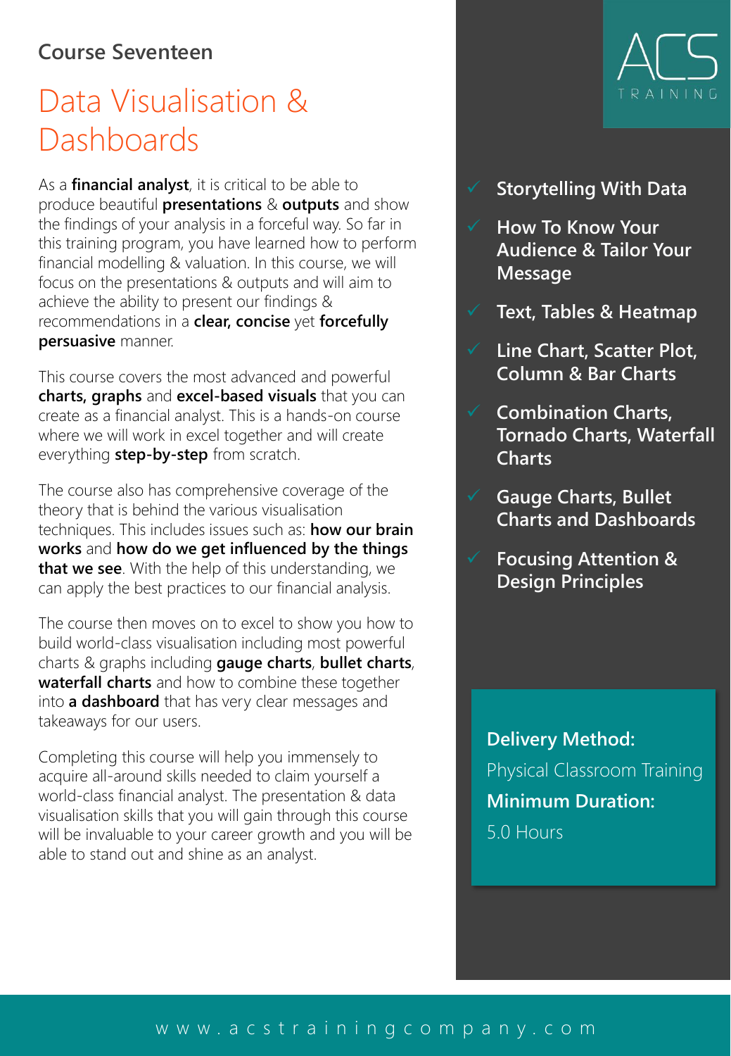Course Seventeen

# Data Visualisation & Dashboards

As a **financial analyst**, it is critical to be able to produce beautiful **presentations** & **outputs** and show the findings of your analysis in a forceful way. So far in this training program, you have learned how to perform financial modelling & valuation. In this course, we will focus on the presentations & outputs and will aim to achieve the ability to present our findings & recommendations in a **clear, concise** yet **forcefully persuasive** manner.

This course covers the most advanced and powerful **charts, graphs** and **excel-based visuals** that you can create as a financial analyst. This is a hands-on course where we will work in excel together and will create everything **step-by-step** from scratch.

The course also has comprehensive coverage of the theory that is behind the various visualisation techniques. This includes issues such as: **how our brain works** and **how do we get influenced by the things that we see**. With the help of this understanding, we can apply the best practices to our financial analysis.

The course then moves on to excel to show you how to build world-class visualisation including most powerful charts & graphs including **gauge charts**, **bullet charts**, **waterfall charts** and how to combine these together into **a dashboard** that has very clear messages and takeaways for our users.

Completing this course will help you immensely to acquire all-around skills needed to claim yourself a world-class financial analyst. The presentation & data visualisation skills that you will gain through this course will be invaluable to your career growth and you will be able to stand out and shine as an analyst.

ACS TRAINING

- ✓ **Storytelling With Data**
- ✓ **How To Know Your Audience & Tailor Your Message**
- ✓ **Text, Tables & Heatmap**
- ✓ **Line Chart, Scatter Plot, Column & Bar Charts**
- ✓ **Combination Charts, Tornado Charts, Waterfall Charts**
- ✓ **Gauge Charts, Bullet Charts and Dashboards**
- ✓ **Focusing Attention & Design Principles**

**Delivery Method:**
Physical Classroom Training
**Minimum Duration:**
5.0 Hours

www.acstrainingcompany.com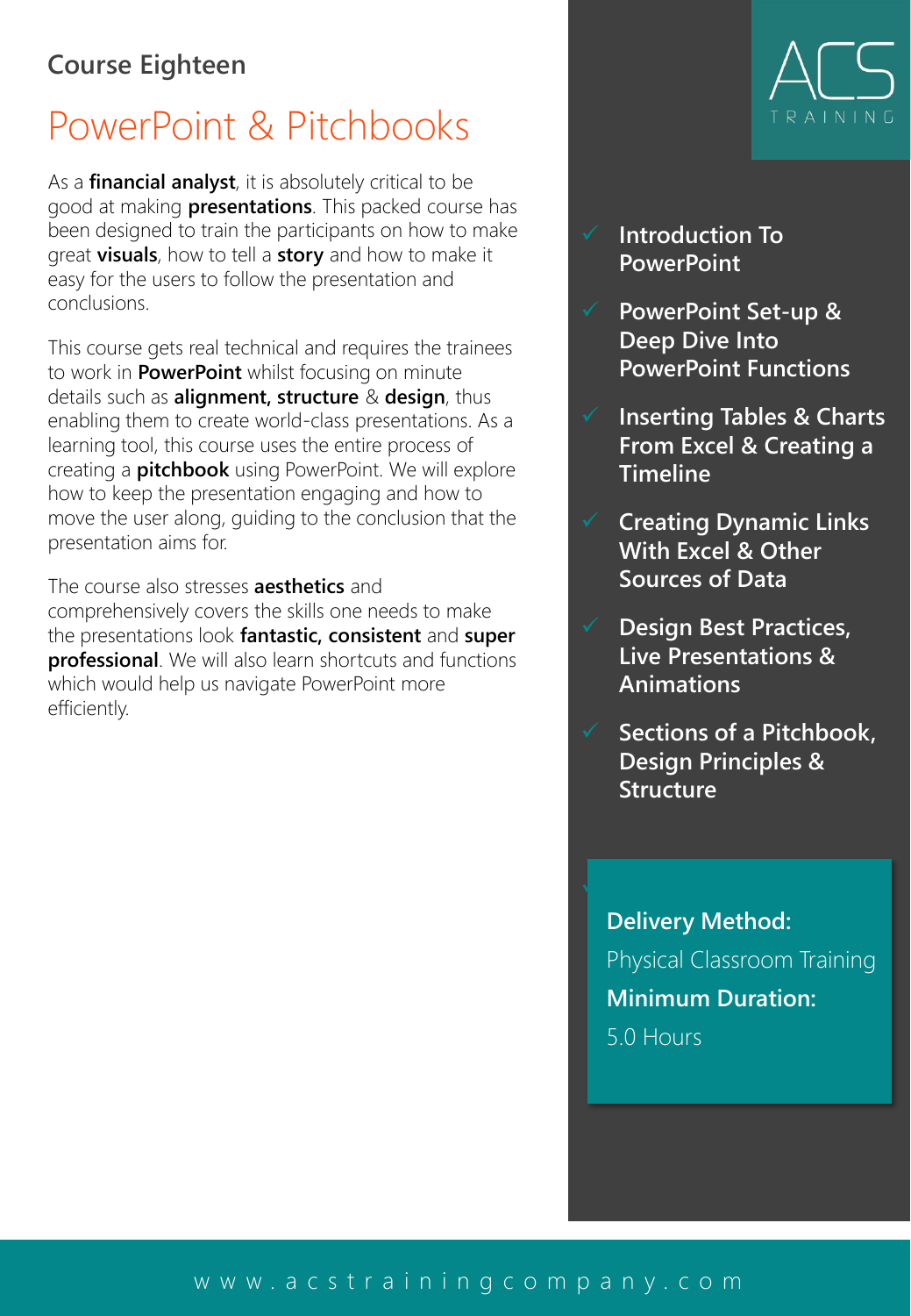## Course Eighteen

# PowerPoint & Pitchbooks

As a **financial analyst**, it is absolutely critical to be good at making **presentations**. This packed course has been designed to train the participants on how to make great **visuals**, how to tell a **story** and how to make it easy for the users to follow the presentation and conclusions.

This course gets real technical and requires the trainees to work in **PowerPoint** whilst focusing on minute details such as **alignment, structure** & **design**, thus enabling them to create world-class presentations. As a learning tool, this course uses the entire process of creating a **pitchbook** using PowerPoint. We will explore how to keep the presentation engaging and how to move the user along, guiding to the conclusion that the presentation aims for.

The course also stresses **aesthetics** and comprehensively covers the skills one needs to make the presentations look **fantastic, consistent** and **super professional**. We will also learn shortcuts and functions which would help us navigate PowerPoint more efficiently.

ACS TRAINING

- ✓ **Introduction To PowerPoint**
- ✓ **PowerPoint Set-up & Deep Dive Into PowerPoint Functions**
- ✓ **Inserting Tables & Charts From Excel & Creating a Timeline**
- ✓ **Creating Dynamic Links With Excel & Other Sources of Data**
- ✓ **Design Best Practices, Live Presentations & Animations**
- ✓ **Sections of a Pitchbook, Design Principles & Structure**

**Delivery Method:**
Physical Classroom Training
**Minimum Duration:**
5.0 Hours

www.acstrainingcompany.com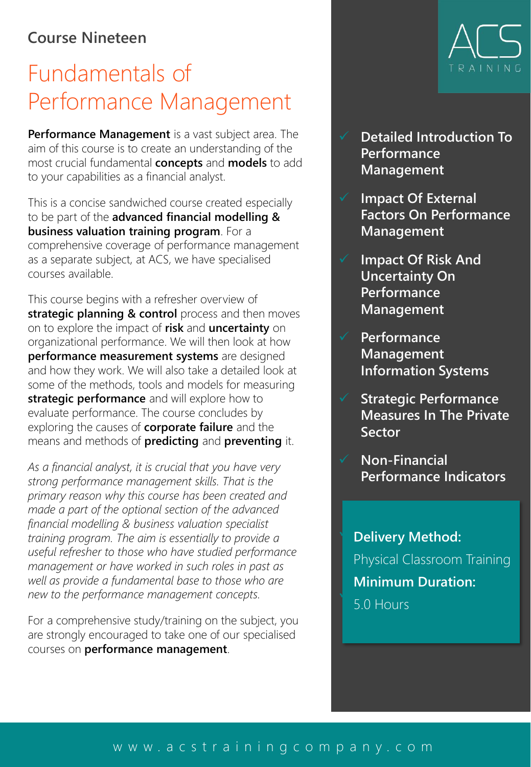Course Nineteen

# Fundamentals of Performance Management

**Performance Management** is a vast subject area. The aim of this course is to create an understanding of the most crucial fundamental **concepts** and **models** to add to your capabilities as a financial analyst.

This is a concise sandwiched course created especially to be part of the **advanced financial modelling & business valuation training program**. For a comprehensive coverage of performance management as a separate subject, at ACS, we have specialised courses available.

This course begins with a refresher overview of **strategic planning & control** process and then moves on to explore the impact of **risk** and **uncertainty** on organizational performance. We will then look at how **performance measurement systems** are designed and how they work. We will also take a detailed look at some of the methods, tools and models for measuring **strategic performance** and will explore how to evaluate performance. The course concludes by exploring the causes of **corporate failure** and the means and methods of **predicting** and **preventing** it.

*As a financial analyst, it is crucial that you have very strong performance management skills. That is the primary reason why this course has been created and made a part of the optional section of the advanced financial modelling & business valuation specialist training program. The aim is essentially to provide a useful refresher to those who have studied performance management or have worked in such roles in past as well as provide a fundamental base to those who are new to the performance management concepts.*

For a comprehensive study/training on the subject, you are strongly encouraged to take one of our specialised courses on **performance management**.

ACS TRAINING

- **Detailed Introduction To Performance Management**
- **Impact Of External Factors On Performance Management**
- **Impact Of Risk And Uncertainty On Performance Management**
- **Performance Management Information Systems**
- **Strategic Performance Measures In The Private Sector**
- **Non-Financial Performance Indicators**

**Delivery Method:**
Physical Classroom Training
**Minimum Duration:**
5.0 Hours

www.acstrainingcompany.com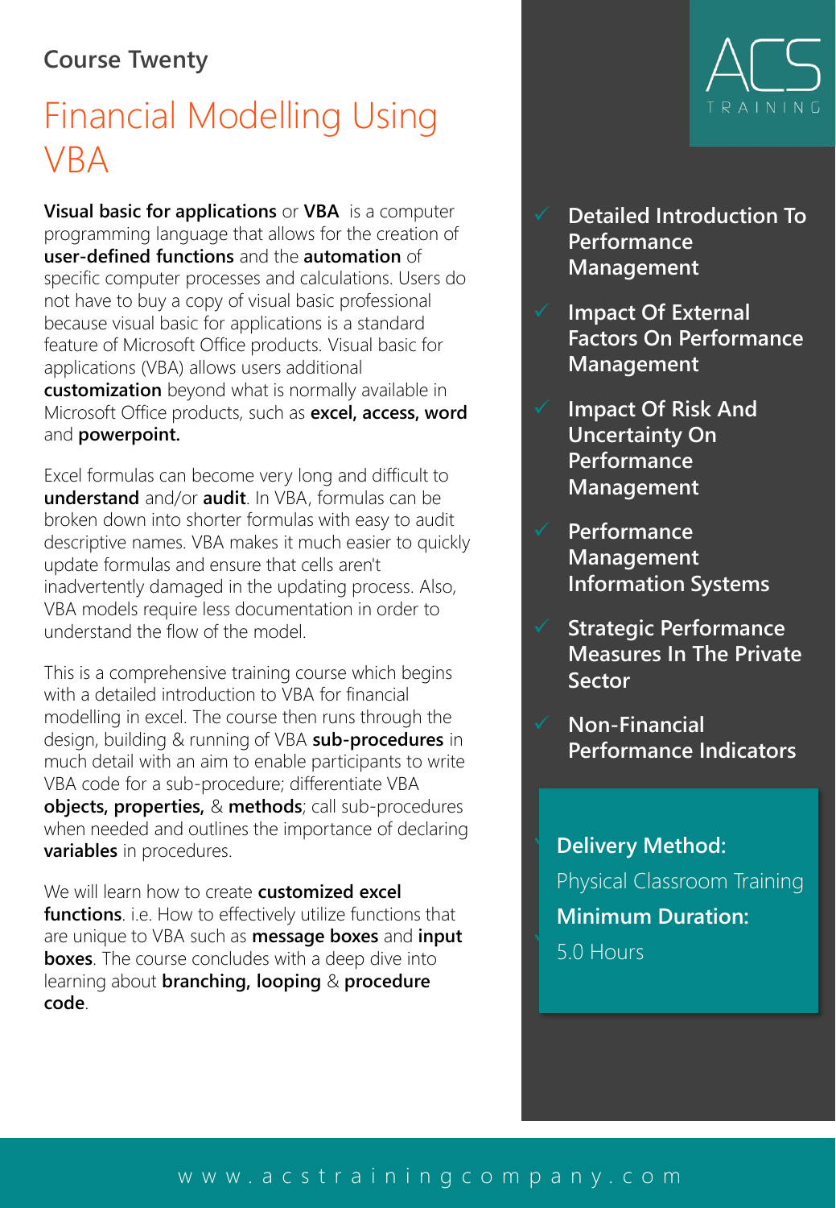Course Twenty

# Financial Modelling Using VBA

**Visual basic for applications** or **VBA** is a computer programming language that allows for the creation of **user-defined functions** and the **automation** of specific computer processes and calculations. Users do not have to buy a copy of visual basic professional because visual basic for applications is a standard feature of Microsoft Office products. Visual basic for applications (VBA) allows users additional **customization** beyond what is normally available in Microsoft Office products, such as **excel, access, word** and **powerpoint.**

Excel formulas can become very long and difficult to **understand** and/or **audit**. In VBA, formulas can be broken down into shorter formulas with easy to audit descriptive names. VBA makes it much easier to quickly update formulas and ensure that cells aren't inadvertently damaged in the updating process. Also, VBA models require less documentation in order to understand the flow of the model.

This is a comprehensive training course which begins with a detailed introduction to VBA for financial modelling in excel. The course then runs through the design, building & running of VBA **sub-procedures** in much detail with an aim to enable participants to write VBA code for a sub-procedure; differentiate VBA **objects, properties,** & **methods**; call sub-procedures when needed and outlines the importance of declaring **variables** in procedures.

We will learn how to create **customized excel functions**. i.e. How to effectively utilize functions that are unique to VBA such as **message boxes** and **input boxes**. The course concludes with a deep dive into learning about **branching, looping** & **procedure code**.

ACS TRAINING

- ✓ **Detailed Introduction To Performance Management**
- ✓ **Impact Of External Factors On Performance Management**
- ✓ **Impact Of Risk And Uncertainty On Performance Management**
- ✓ **Performance Management Information Systems**
- ✓ **Strategic Performance Measures In The Private Sector**
- ✓ **Non-Financial Performance Indicators**

**Delivery Method:**
Physical Classroom Training
**Minimum Duration:**
5.0 Hours

www.acstrainingcompany.com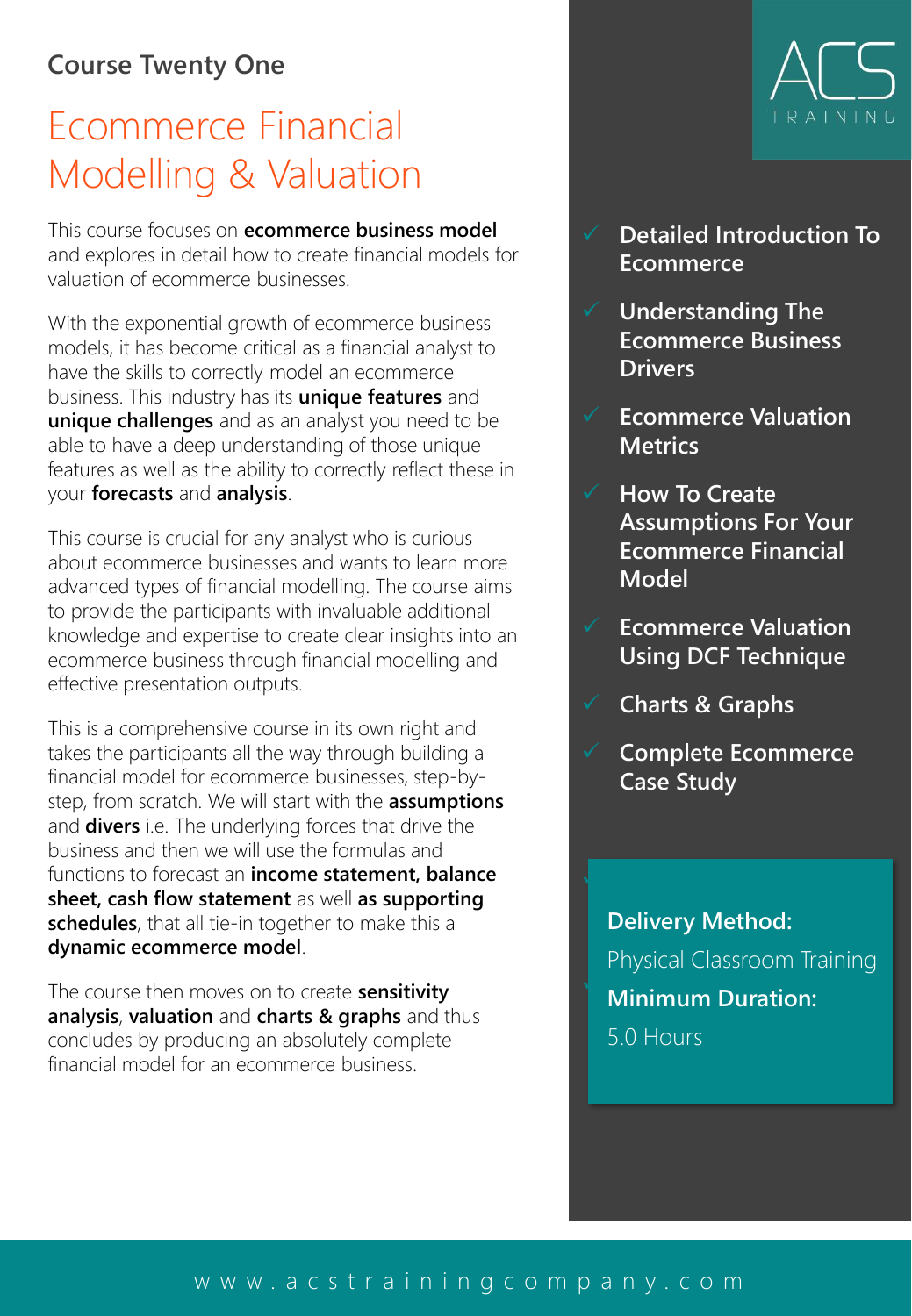Course Twenty One

# Ecommerce Financial Modelling & Valuation

This course focuses on **ecommerce business model** and explores in detail how to create financial models for valuation of ecommerce businesses.

With the exponential growth of ecommerce business models, it has become critical as a financial analyst to have the skills to correctly model an ecommerce business. This industry has its **unique features** and **unique challenges** and as an analyst you need to be able to have a deep understanding of those unique features as well as the ability to correctly reflect these in your **forecasts** and **analysis**.

This course is crucial for any analyst who is curious about ecommerce businesses and wants to learn more advanced types of financial modelling. The course aims to provide the participants with invaluable additional knowledge and expertise to create clear insights into an ecommerce business through financial modelling and effective presentation outputs.

This is a comprehensive course in its own right and takes the participants all the way through building a financial model for ecommerce businesses, step-by-step, from scratch. We will start with the **assumptions** and **divers** i.e. The underlying forces that drive the business and then we will use the formulas and functions to forecast an **income statement, balance sheet, cash flow statement** as well **as supporting schedules**, that all tie-in together to make this a **dynamic ecommerce model**.

The course then moves on to create **sensitivity analysis**, **valuation** and **charts & graphs** and thus concludes by producing an absolutely complete financial model for an ecommerce business.

ACS TRAINING

- ✓ **Detailed Introduction To Ecommerce**
- ✓ **Understanding The Ecommerce Business Drivers**
- ✓ **Ecommerce Valuation Metrics**
- ✓ **How To Create Assumptions For Your Ecommerce Financial Model**
- ✓ **Ecommerce Valuation Using DCF Technique**
- ✓ **Charts & Graphs**
- ✓ **Complete Ecommerce Case Study**

**Delivery Method:**
Physical Classroom Training
**Minimum Duration:**
5.0 Hours

www.acstrainingcompany.com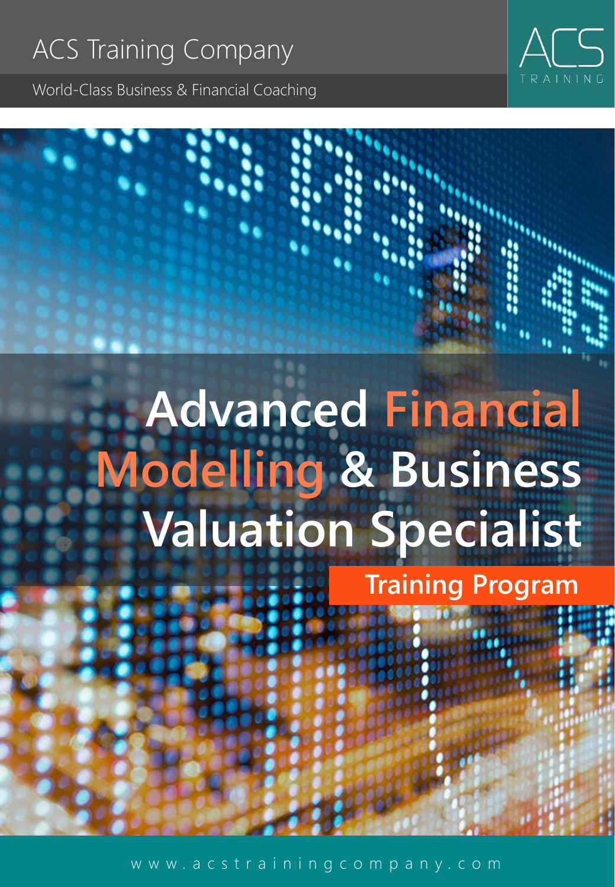ACS Training Company

World-Class Business & Financial Coaching

ACS TRAINING

# Advanced Financial Modelling & Business Valuation Specialist

## Training Program

www.acstrainingcompany.com